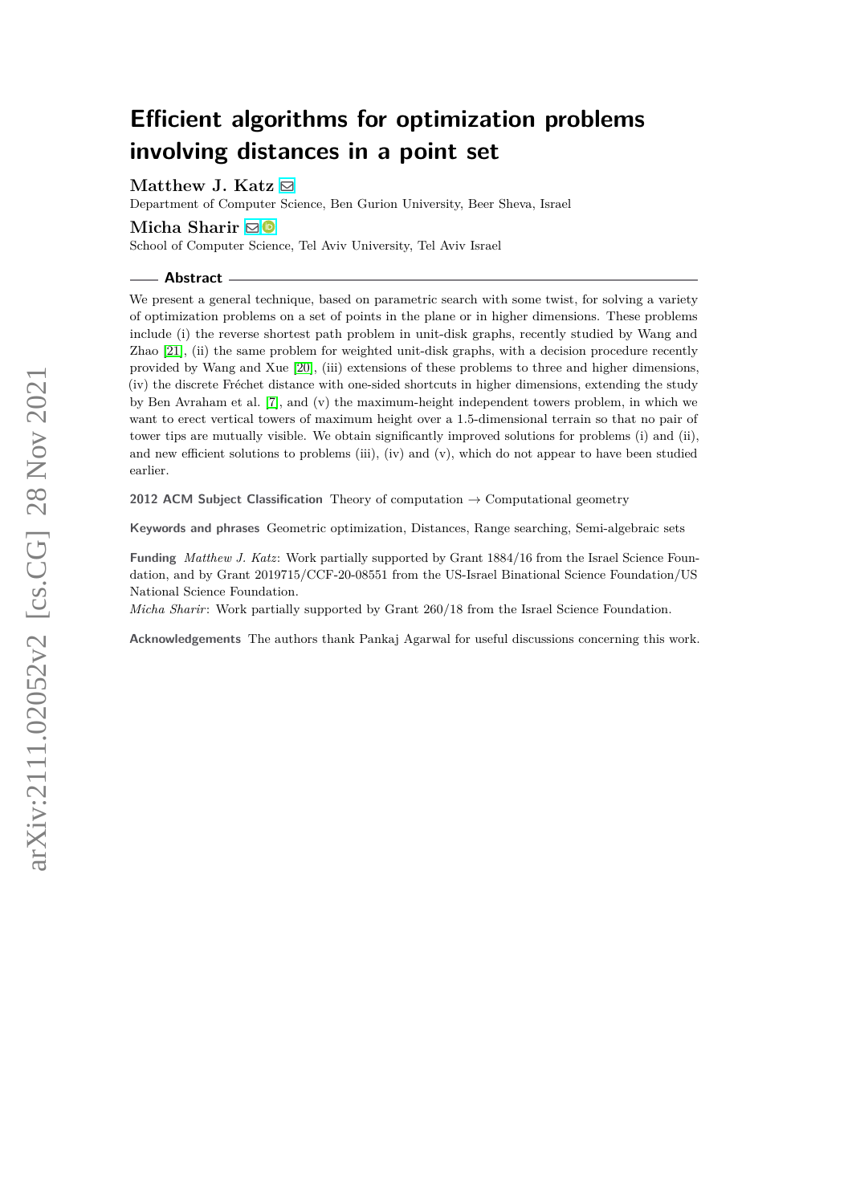# Efficient algorithms for optimization problems involving distances in a point set

**Matthew J. Katz**

Department of Computer Science, Ben Gurion University, Beer Sheva, Israel

**Micha Sharir**

School of Computer Science, Tel Aviv University, Tel Aviv Israel

## Abstract

We present a general technique, based on parametric search with some twist, for solving a variety of optimization problems on a set of points in the plane or in higher dimensions. These problems include (i) the reverse shortest path problem in unit-disk graphs, recently studied by Wang and Zhao [21], (ii) the same problem for weighted unit-disk graphs, with a decision procedure recently provided by Wang and Xue [20], (iii) extensions of these problems to three and higher dimensions, (iv) the discrete Fréchet distance with one-sided shortcuts in higher dimensions, extending the study by Ben Avraham et al. [7], and (v) the maximum-height independent towers problem, in which we want to erect vertical towers of maximum height over a 1.5-dimensional terrain so that no pair of tower tips are mutually visible. We obtain significantly improved solutions for problems (i) and (ii), and new efficient solutions to problems (iii), (iv) and (v), which do not appear to have been studied earlier.

**2012 ACM Subject Classification** Theory of computation → Computational geometry

**Keywords and phrases** Geometric optimization, Distances, Range searching, Semi-algebraic sets

**Funding** *Matthew J. Katz*: Work partially supported by Grant 1884/16 from the Israel Science Foundation, and by Grant 2019715/CCF-20-08551 from the US-Israel Binational Science Foundation/US National Science Foundation.
*Micha Sharir*: Work partially supported by Grant 260/18 from the Israel Science Foundation.

**Acknowledgements** The authors thank Pankaj Agarwal for useful discussions concerning this work.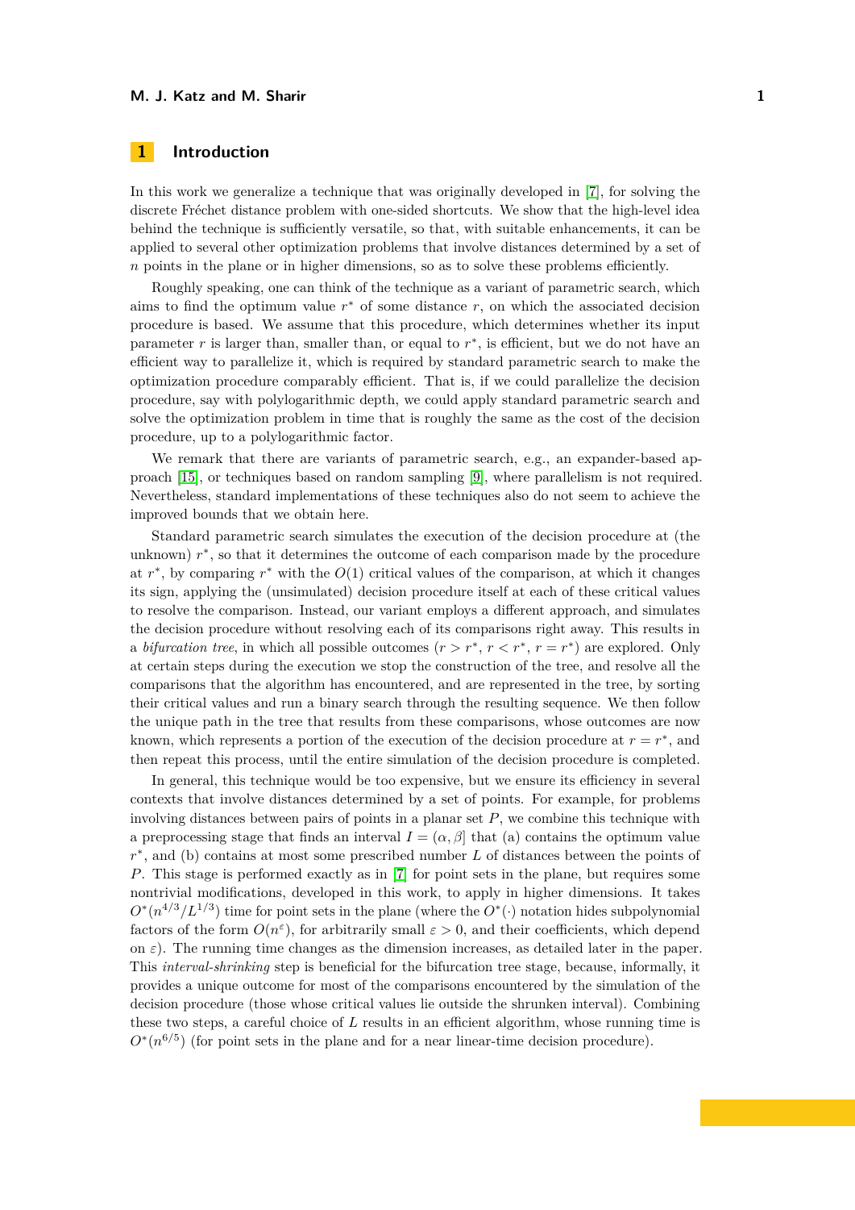## 1 Introduction

In this work we generalize a technique that was originally developed in [7], for solving the discrete Fréchet distance problem with one-sided shortcuts. We show that the high-level idea behind the technique is sufficiently versatile, so that, with suitable enhancements, it can be applied to several other optimization problems that involve distances determined by a set of $n$ points in the plane or in higher dimensions, so as to solve these problems efficiently.

Roughly speaking, one can think of the technique as a variant of parametric search, which aims to find the optimum value $r^*$ of some distance $r$, on which the associated decision procedure is based. We assume that this procedure, which determines whether its input parameter $r$ is larger than, smaller than, or equal to $r^*$, is efficient, but we do not have an efficient way to parallelize it, which is required by standard parametric search to make the optimization procedure comparably efficient. That is, if we could parallelize the decision procedure, say with polylogarithmic depth, we could apply standard parametric search and solve the optimization problem in time that is roughly the same as the cost of the decision procedure, up to a polylogarithmic factor.

We remark that there are variants of parametric search, e.g., an expander-based approach [15], or techniques based on random sampling [9], where parallelism is not required. Nevertheless, standard implementations of these techniques also do not seem to achieve the improved bounds that we obtain here.

Standard parametric search simulates the execution of the decision procedure at (the unknown) $r^*$, so that it determines the outcome of each comparison made by the procedure at $r^*$, by comparing $r^*$ with the $O(1)$ critical values of the comparison, at which it changes its sign, applying the (unsimulated) decision procedure itself at each of these critical values to resolve the comparison. Instead, our variant employs a different approach, and simulates the decision procedure without resolving each of its comparisons right away. This results in a *bifurcation tree*, in which all possible outcomes ($r > r^*$, $r < r^*$, $r = r^*$) are explored. Only at certain steps during the execution we stop the construction of the tree, and resolve all the comparisons that the algorithm has encountered, and are represented in the tree, by sorting their critical values and run a binary search through the resulting sequence. We then follow the unique path in the tree that results from these comparisons, whose outcomes are now known, which represents a portion of the execution of the decision procedure at $r = r^*$, and then repeat this process, until the entire simulation of the decision procedure is completed.

In general, this technique would be too expensive, but we ensure its efficiency in several contexts that involve distances determined by a set of points. For example, for problems involving distances between pairs of points in a planar set $P$, we combine this technique with a preprocessing stage that finds an interval $I = (\alpha, \beta]$ that (a) contains the optimum value $r^*$, and (b) contains at most some prescribed number $L$ of distances between the points of $P$. This stage is performed exactly as in [7] for point sets in the plane, but requires some nontrivial modifications, developed in this work, to apply in higher dimensions. It takes $O^*(n^{4/3}/L^{1/3})$ time for point sets in the plane (where the $O^*(\cdot)$ notation hides subpolynomial factors of the form $O(n^{\varepsilon})$, for arbitrarily small $\varepsilon > 0$, and their coefficients, which depend on $\varepsilon$). The running time changes as the dimension increases, as detailed later in the paper. This *interval-shrinking* step is beneficial for the bifurcation tree stage, because, informally, it provides a unique outcome for most of the comparisons encountered by the simulation of the decision procedure (those whose critical values lie outside the shrunken interval). Combining these two steps, a careful choice of $L$ results in an efficient algorithm, whose running time is $O^*(n^{6/5})$ (for point sets in the plane and for a near linear-time decision procedure).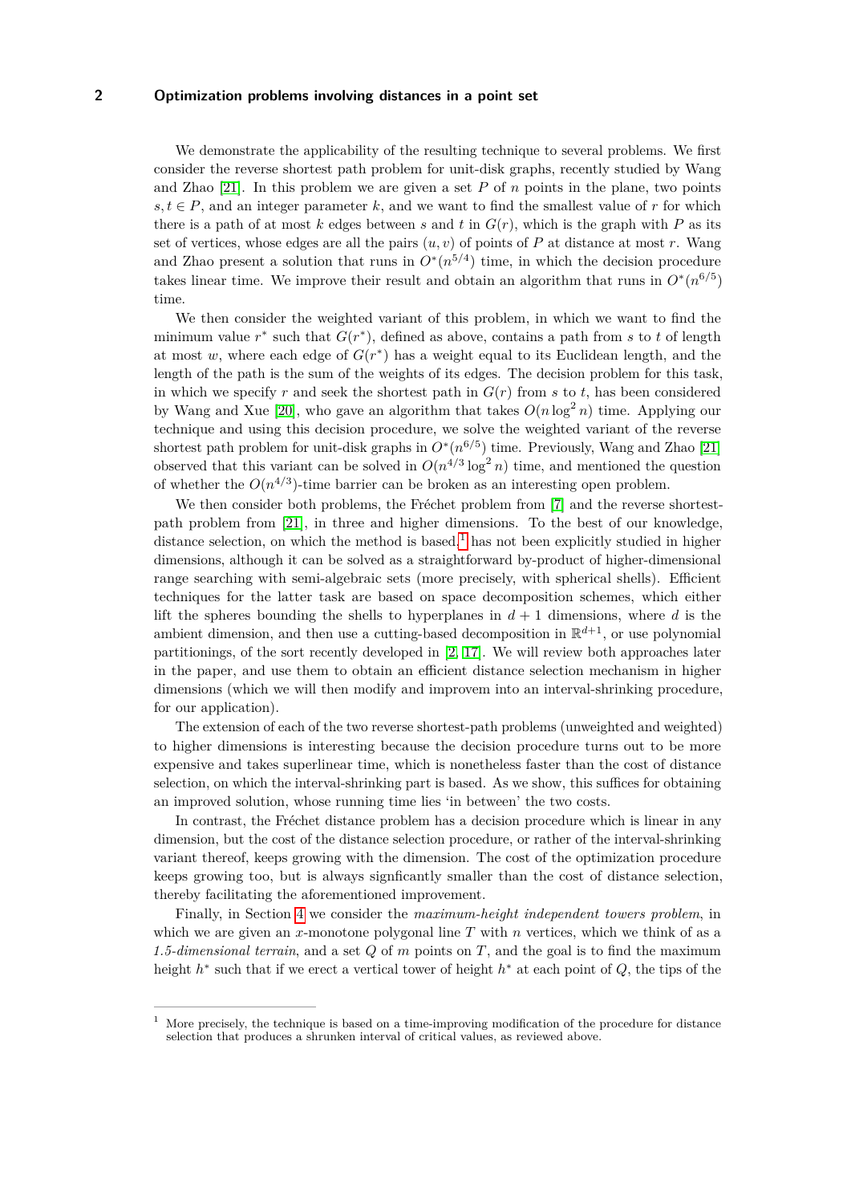We demonstrate the applicability of the resulting technique to several problems. We first consider the reverse shortest path problem for unit-disk graphs, recently studied by Wang and Zhao [21]. In this problem we are given a set $P$ of $n$ points in the plane, two points $s, t \in P$, and an integer parameter $k$, and we want to find the smallest value of $r$ for which there is a path of at most $k$ edges between $s$ and $t$ in $G(r)$, which is the graph with $P$ as its set of vertices, whose edges are all the pairs $(u, v)$ of points of $P$ at distance at most $r$. Wang and Zhao present a solution that runs in $O^*(n^{5/4})$ time, in which the decision procedure takes linear time. We improve their result and obtain an algorithm that runs in $O^*(n^{6/5})$ time.

We then consider the weighted variant of this problem, in which we want to find the minimum value $r^*$ such that $G(r^*)$, defined as above, contains a path from $s$ to $t$ of length at most $w$, where each edge of $G(r^*)$ has a weight equal to its Euclidean length, and the length of the path is the sum of the weights of its edges. The decision problem for this task, in which we specify $r$ and seek the shortest path in $G(r)$ from $s$ to $t$, has been considered by Wang and Xue [20], who gave an algorithm that takes $O(n \log^2 n)$ time. Applying our technique and using this decision procedure, we solve the weighted variant of the reverse shortest path problem for unit-disk graphs in $O^*(n^{6/5})$ time. Previously, Wang and Zhao [21] observed that this variant can be solved in $O(n^{4/3} \log^2 n)$ time, and mentioned the question of whether the $O(n^{4/3})$-time barrier can be broken as an interesting open problem.

We then consider both problems, the Fréchet problem from [7] and the reverse shortest-path problem from [21], in three and higher dimensions. To the best of our knowledge, distance selection, on which the method is based,[1] has not been explicitly studied in higher dimensions, although it can be solved as a straightforward by-product of higher-dimensional range searching with semi-algebraic sets (more precisely, with spherical shells). Efficient techniques for the latter task are based on space decomposition schemes, which either lift the spheres bounding the shells to hyperplanes in $d + 1$ dimensions, where $d$ is the ambient dimension, and then use a cutting-based decomposition in $\mathbb{R}^{d+1}$, or use polynomial partitionings, of the sort recently developed in [2, 17]. We will review both approaches later in the paper, and use them to obtain an efficient distance selection mechanism in higher dimensions (which we will then modify and improvem into an interval-shrinking procedure, for our application).

The extension of each of the two reverse shortest-path problems (unweighted and weighted) to higher dimensions is interesting because the decision procedure turns out to be more expensive and takes superlinear time, which is nonetheless faster than the cost of distance selection, on which the interval-shrinking part is based. As we show, this suffices for obtaining an improved solution, whose running time lies 'in between' the two costs.

In contrast, the Fréchet distance problem has a decision procedure which is linear in any dimension, but the cost of the distance selection procedure, or rather of the interval-shrinking variant thereof, keeps growing with the dimension. The cost of the optimization procedure keeps growing too, but is always signficantly smaller than the cost of distance selection, thereby facilitating the aforementioned improvement.

Finally, in Section 4 we consider the *maximum-height independent towers problem*, in which we are given an $x$-monotone polygonal line $T$ with $n$ vertices, which we think of as a *1.5-dimensional terrain*, and a set $Q$ of $m$ points on $T$, and the goal is to find the maximum height $h^*$ such that if we erect a vertical tower of height $h^*$ at each point of $Q$, the tips of the

---

[1] More precisely, the technique is based on a time-improving modification of the procedure for distance selection that produces a shrunken interval of critical values, as reviewed above.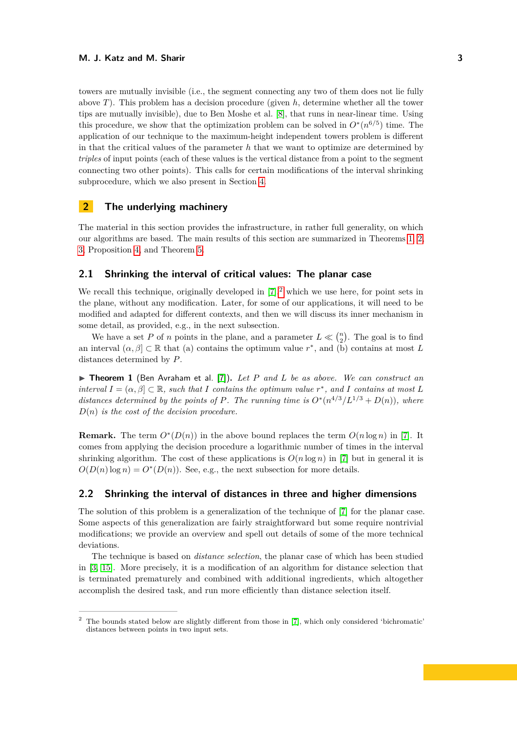towers are mutually invisible (i.e., the segment connecting any two of them does not lie fully above $T$). This problem has a decision procedure (given $h$, determine whether all the tower tips are mutually invisible), due to Ben Moshe et al. [8], that runs in near-linear time. Using this procedure, we show that the optimization problem can be solved in $O^*(n^{6/5})$ time. The application of our technique to the maximum-height independent towers problem is different in that the critical values of the parameter $h$ that we want to optimize are determined by *triples* of input points (each of these values is the vertical distance from a point to the segment connecting two other points). This calls for certain modifications of the interval shrinking subprocedure, which we also present in Section 4.

## 2 The underlying machinery

The material in this section provides the infrastructure, in rather full generality, on which our algorithms are based. The main results of this section are summarized in Theorems 1, 2, 3, Proposition 4, and Theorem 5.

### 2.1 Shrinking the interval of critical values: The planar case

We recall this technique, originally developed in [7],[2] which we use here, for point sets in the plane, without any modification. Later, for some of our applications, it will need to be modified and adapted for different contexts, and then we will discuss its inner mechanism in some detail, as provided, e.g., in the next subsection.

We have a set $P$ of $n$ points in the plane, and a parameter $L \ll \binom{n}{2}$. The goal is to find an interval $(\alpha, \beta] \subset \mathbb{R}$ that (a) contains the optimum value $r^*$, and (b) contains at most $L$ distances determined by $P$.

▶ **Theorem 1** (Ben Avraham et al. [7]). *Let $P$ and $L$ be as above. We can construct an interval $I = (\alpha, \beta] \subset \mathbb{R}$, such that $I$ contains the optimum value $r^*$, and $I$ contains at most $L$ distances determined by the points of $P$. The running time is $O^*(n^{4/3}/L^{1/3} + D(n))$, where $D(n)$ is the cost of the decision procedure.*

**Remark.** The term $O^*(D(n))$ in the above bound replaces the term $O(n \log n)$ in [7]. It comes from applying the decision procedure a logarithmic number of times in the interval shrinking algorithm. The cost of these applications is $O(n \log n)$ in [7] but in general it is $O(D(n) \log n) = O^*(D(n))$. See, e.g., the next subsection for more details.

### 2.2 Shrinking the interval of distances in three and higher dimensions

The solution of this problem is a generalization of the technique of [7] for the planar case. Some aspects of this generalization are fairly straightforward but some require nontrivial modifications; we provide an overview and spell out details of some of the more technical deviations.

The technique is based on *distance selection*, the planar case of which has been studied in [3, 15]. More precisely, it is a modification of an algorithm for distance selection that is terminated prematurely and combined with additional ingredients, which altogether accomplish the desired task, and run more efficiently than distance selection itself.

[2] The bounds stated below are slightly different from those in [7], which only considered 'bichromatic' distances between points in two input sets.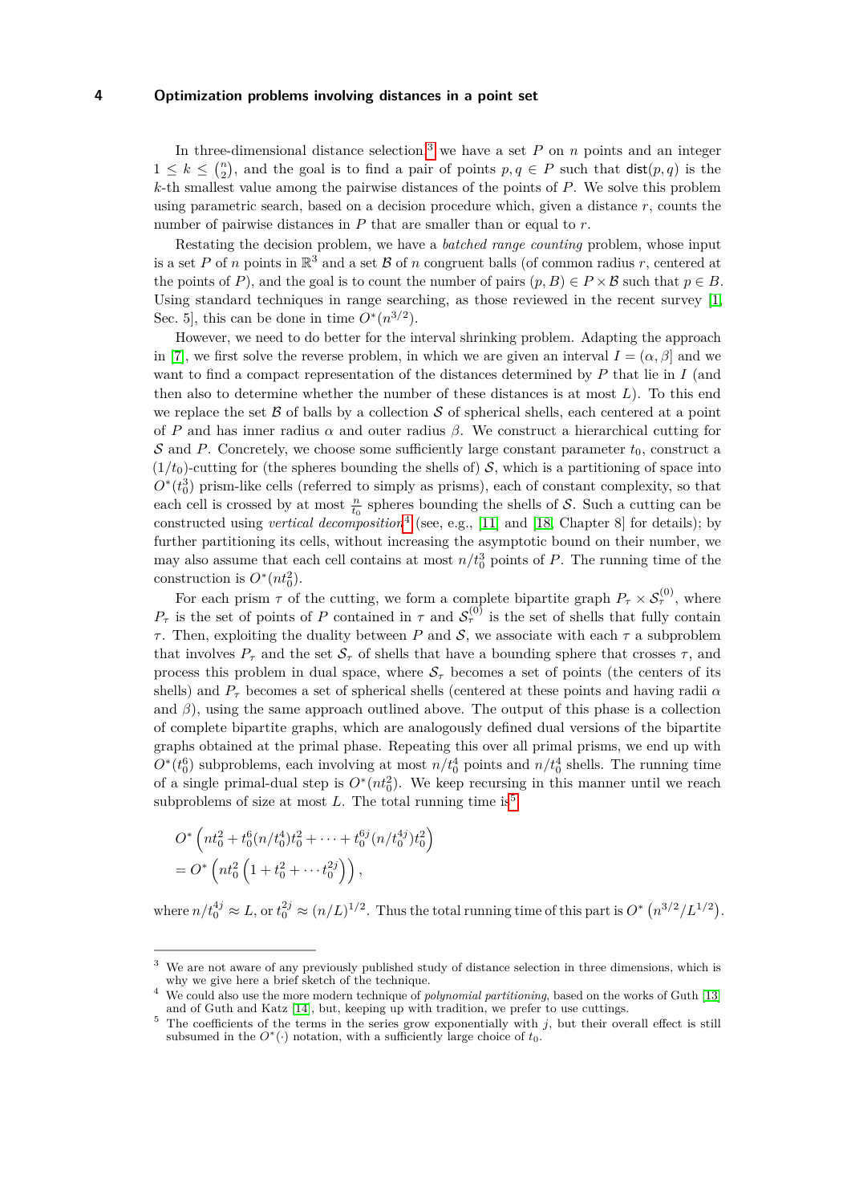In three-dimensional distance selection[3] we have a set $P$ on $n$ points and an integer $1 \le k \le \binom{n}{2}$, and the goal is to find a pair of points $p, q \in P$ such that $\mathsf{dist}(p,q)$ is the $k$-th smallest value among the pairwise distances of the points of $P$. We solve this problem using parametric search, based on a decision procedure which, given a distance $r$, counts the number of pairwise distances in $P$ that are smaller than or equal to $r$.

Restating the decision problem, we have a *batched range counting* problem, whose input is a set $P$ of $n$ points in $\mathbb{R}^3$ and a set $\mathcal{B}$ of $n$ congruent balls (of common radius $r$, centered at the points of $P$), and the goal is to count the number of pairs $(p, B) \in P \times \mathcal{B}$ such that $p \in B$. Using standard techniques in range searching, as those reviewed in the recent survey [1, Sec. 5], this can be done in time $O^*(n^{3/2})$.

However, we need to do better for the interval shrinking problem. Adapting the approach in [7], we first solve the reverse problem, in which we are given an interval $I = (\alpha, \beta]$ and we want to find a compact representation of the distances determined by $P$ that lie in $I$ (and then also to determine whether the number of these distances is at most $L$). To this end we replace the set $\mathcal{B}$ of balls by a collection $\mathcal{S}$ of spherical shells, each centered at a point of $P$ and has inner radius $\alpha$ and outer radius $\beta$. We construct a hierarchical cutting for $\mathcal{S}$ and $P$. Concretely, we choose some sufficiently large constant parameter $t_0$, construct a $(1/t_0)$-cutting for (the spheres bounding the shells of) $\mathcal{S}$, which is a partitioning of space into $O^*(t_0^3)$ prism-like cells (referred to simply as prisms), each of constant complexity, so that each cell is crossed by at most $\frac{n}{t_0}$ spheres bounding the shells of $\mathcal{S}$. Such a cutting can be constructed using *vertical decomposition*[4] (see, e.g., [11] and [18, Chapter 8] for details); by further partitioning its cells, without increasing the asymptotic bound on their number, we may also assume that each cell contains at most $n/t_0^3$ points of $P$. The running time of the construction is $O^*(nt_0^2)$.

For each prism $\tau$ of the cutting, we form a complete bipartite graph $P_\tau \times \mathcal{S}_\tau^{(0)}$, where $P_\tau$ is the set of points of $P$ contained in $\tau$ and $\mathcal{S}_\tau^{(0)}$ is the set of shells that fully contain $\tau$. Then, exploiting the duality between $P$ and $\mathcal{S}$, we associate with each $\tau$ a subproblem that involves $P_\tau$ and the set $\mathcal{S}_\tau$ of shells that have a bounding sphere that crosses $\tau$, and process this problem in dual space, where $\mathcal{S}_\tau$ becomes a set of points (the centers of its shells) and $P_\tau$ becomes a set of spherical shells (centered at these points and having radii $\alpha$ and $\beta$), using the same approach outlined above. The output of this phase is a collection of complete bipartite graphs, which are analogously defined dual versions of the bipartite graphs obtained at the primal phase. Repeating this over all primal prisms, we end up with $O^*(t_0^6)$ subproblems, each involving at most $n/t_0^4$ points and $n/t_0^4$ shells. The running time of a single primal-dual step is $O^*(nt_0^2)$. We keep recursing in this manner until we reach subproblems of size at most $L$. The total running time is[5]

$$
\begin{aligned}
&O^*\left(nt_0^2 + t_0^6(n/t_0^4)t_0^2 + \cdots + t_0^{6j}(n/t_0^{4j})t_0^2\right) \\
&= O^*\left(nt_0^2\left(1 + t_0^2 + \cdots t_0^{2j}\right)\right),
\end{aligned}
$$

where $n/t_0^{4j} \approx L$, or $t_0^{2j} \approx (n/L)^{1/2}$. Thus the total running time of this part is $O^*\left(n^{3/2}/L^{1/2}\right)$.

---

[3] We are not aware of any previously published study of distance selection in three dimensions, which is why we give here a brief sketch of the technique.

[4] We could also use the more modern technique of *polynomial partitioning*, based on the works of Guth [13] and of Guth and Katz [14], but, keeping up with tradition, we prefer to use cuttings.

[5] The coefficients of the terms in the series grow exponentially with $j$, but their overall effect is still subsumed in the $O^*(\cdot)$ notation, with a sufficiently large choice of $t_0$.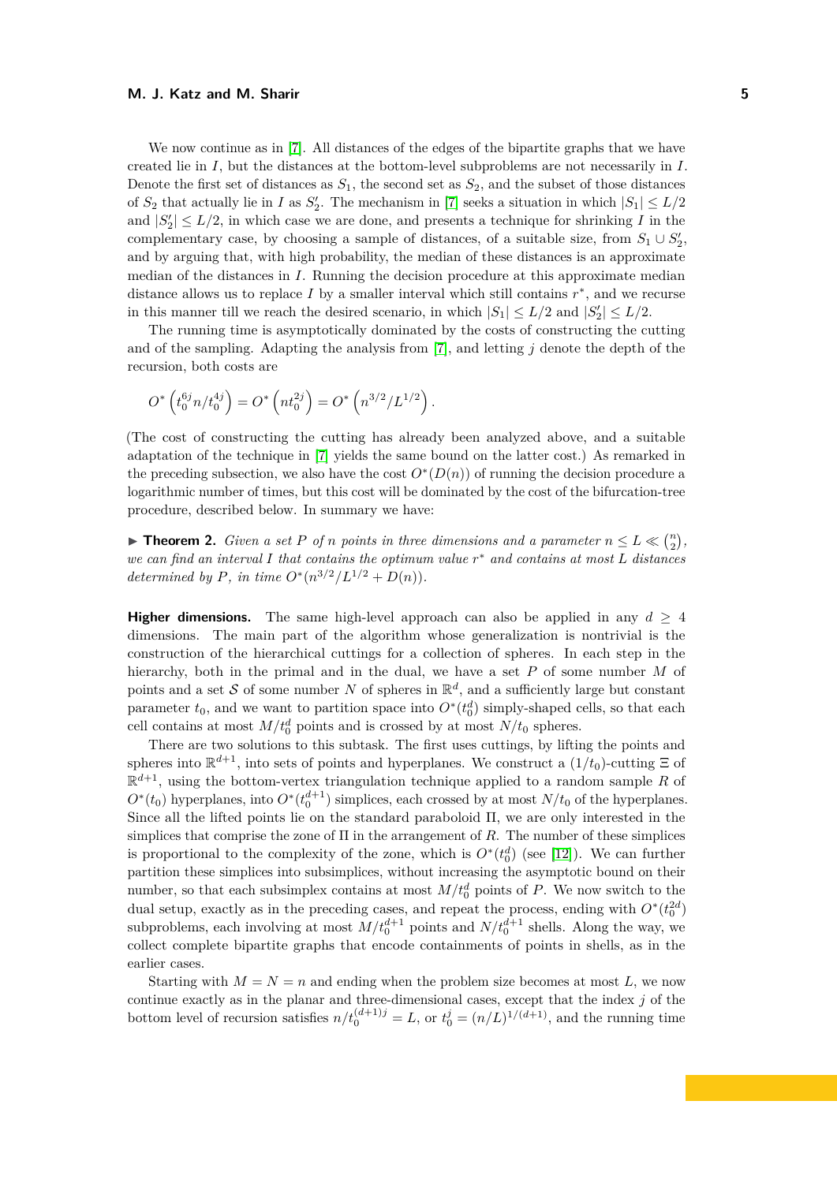We now continue as in [7]. All distances of the edges of the bipartite graphs that we have created lie in $I$, but the distances at the bottom-level subproblems are not necessarily in $I$. Denote the first set of distances as $S_1$, the second set as $S_2$, and the subset of those distances of $S_2$ that actually lie in $I$ as $S_2'$. The mechanism in [7] seeks a situation in which $|S_1| \le L/2$ and $|S_2'| \le L/2$, in which case we are done, and presents a technique for shrinking $I$ in the complementary case, by choosing a sample of distances, of a suitable size, from $S_1 \cup S_2'$, and by arguing that, with high probability, the median of these distances is an approximate median of the distances in $I$. Running the decision procedure at this approximate median distance allows us to replace $I$ by a smaller interval which still contains $r^*$, and we recurse in this manner till we reach the desired scenario, in which $|S_1| \le L/2$ and $|S_2'| \le L/2$.

The running time is asymptotically dominated by the costs of constructing the cutting and of the sampling. Adapting the analysis from [7], and letting $j$ denote the depth of the recursion, both costs are

$$O^*\left(t_0^{6j} n / t_0^{4j}\right) = O^*\left(n t_0^{2j}\right) = O^*\left(n^{3/2}/L^{1/2}\right).$$

(The cost of constructing the cutting has already been analyzed above, and a suitable adaptation of the technique in [7] yields the same bound on the latter cost.) As remarked in the preceding subsection, we also have the cost $O^*(D(n))$ of running the decision procedure a logarithmic number of times, but this cost will be dominated by the cost of the bifurcation-tree procedure, described below. In summary we have:

▶ **Theorem 2.** *Given a set $P$ of $n$ points in three dimensions and a parameter $n \le L \ll \binom{n}{2}$, we can find an interval $I$ that contains the optimum value $r^*$ and contains at most $L$ distances determined by $P$, in time $O^*(n^{3/2}/L^{1/2} + D(n))$.*

**Higher dimensions.** The same high-level approach can also be applied in any $d \ge 4$ dimensions. The main part of the algorithm whose generalization is nontrivial is the construction of the hierarchical cuttings for a collection of spheres. In each step in the hierarchy, both in the primal and in the dual, we have a set $P$ of some number $M$ of points and a set $\mathcal{S}$ of some number $N$ of spheres in $\mathbb{R}^d$, and a sufficiently large but constant parameter $t_0$, and we want to partition space into $O^*(t_0^d)$ simply-shaped cells, so that each cell contains at most $M/t_0^d$ points and is crossed by at most $N/t_0$ spheres.

There are two solutions to this subtask. The first uses cuttings, by lifting the points and spheres into $\mathbb{R}^{d+1}$, into sets of points and hyperplanes. We construct a $(1/t_0)$-cutting $\Xi$ of $\mathbb{R}^{d+1}$, using the bottom-vertex triangulation technique applied to a random sample $R$ of $O^*(t_0)$ hyperplanes, into $O^*(t_0^{d+1})$ simplices, each crossed by at most $N/t_0$ of the hyperplanes. Since all the lifted points lie on the standard paraboloid $\Pi$, we are only interested in the simplices that comprise the zone of $\Pi$ in the arrangement of $R$. The number of these simplices is proportional to the complexity of the zone, which is $O^*(t_0^d)$ (see [12]). We can further partition these simplices into subsimplices, without increasing the asymptotic bound on their number, so that each subsimplex contains at most $M/t_0^d$ points of $P$. We now switch to the dual setup, exactly as in the preceding cases, and repeat the process, ending with $O^*(t_0^{2d})$ subproblems, each involving at most $M/t_0^{d+1}$ points and $N/t_0^{d+1}$ shells. Along the way, we collect complete bipartite graphs that encode containments of points in shells, as in the earlier cases.

Starting with $M = N = n$ and ending when the problem size becomes at most $L$, we now continue exactly as in the planar and three-dimensional cases, except that the index $j$ of the bottom level of recursion satisfies $n/t_0^{(d+1)j} = L$, or $t_0^j = (n/L)^{1/(d+1)}$, and the running time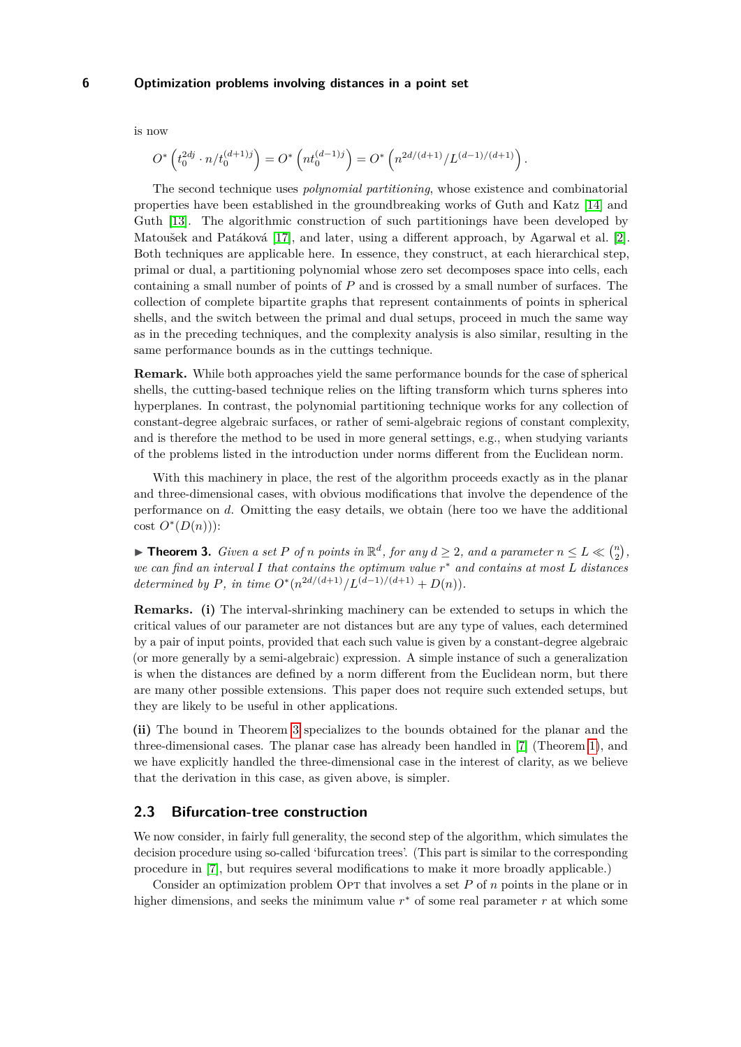is now

$$O^*\left(t_0^{2dj} \cdot n/t_0^{(d+1)j}\right) = O^*\left(nt_0^{(d-1)j}\right) = O^*\left(n^{2d/(d+1)}/L^{(d-1)/(d+1)}\right).$$

The second technique uses *polynomial partitioning*, whose existence and combinatorial properties have been established in the groundbreaking works of Guth and Katz [14] and Guth [13]. The algorithmic construction of such partitionings have been developed by Matoušek and Patáková [17], and later, using a different approach, by Agarwal et al. [2]. Both techniques are applicable here. In essence, they construct, at each hierarchical step, primal or dual, a partitioning polynomial whose zero set decomposes space into cells, each containing a small number of points of $P$ and is crossed by a small number of surfaces. The collection of complete bipartite graphs that represent containments of points in spherical shells, and the switch between the primal and dual setups, proceed in much the same way as in the preceding techniques, and the complexity analysis is also similar, resulting in the same performance bounds as in the cuttings technique.

**Remark.** While both approaches yield the same performance bounds for the case of spherical shells, the cutting-based technique relies on the lifting transform which turns spheres into hyperplanes. In contrast, the polynomial partitioning technique works for any collection of constant-degree algebraic surfaces, or rather of semi-algebraic regions of constant complexity, and is therefore the method to be used in more general settings, e.g., when studying variants of the problems listed in the introduction under norms different from the Euclidean norm.

With this machinery in place, the rest of the algorithm proceeds exactly as in the planar and three-dimensional cases, with obvious modifications that involve the dependence of the performance on $d$. Omitting the easy details, we obtain (here too we have the additional cost $O^*(D(n))$):

▶ **Theorem 3.** *Given a set $P$ of $n$ points in $\mathbb{R}^d$, for any $d \geq 2$, and a parameter $n \leq L \ll \binom{n}{2}$, we can find an interval $I$ that contains the optimum value $r^*$ and contains at most $L$ distances determined by $P$, in time $O^*(n^{2d/(d+1)}/L^{(d-1)/(d+1)} + D(n))$.*

**Remarks. (i)** The interval-shrinking machinery can be extended to setups in which the critical values of our parameter are not distances but are any type of values, each determined by a pair of input points, provided that each such value is given by a constant-degree algebraic (or more generally by a semi-algebraic) expression. A simple instance of such a generalization is when the distances are defined by a norm different from the Euclidean norm, but there are many other possible extensions. This paper does not require such extended setups, but they are likely to be useful in other applications.

**(ii)** The bound in Theorem 3 specializes to the bounds obtained for the planar and the three-dimensional cases. The planar case has already been handled in [7] (Theorem 1), and we have explicitly handled the three-dimensional case in the interest of clarity, as we believe that the derivation in this case, as given above, is simpler.

## 2.3 Bifurcation-tree construction

We now consider, in fairly full generality, the second step of the algorithm, which simulates the decision procedure using so-called 'bifurcation trees'. (This part is similar to the corresponding procedure in [7], but requires several modifications to make it more broadly applicable.)

Consider an optimization problem Opt that involves a set $P$ of $n$ points in the plane or in higher dimensions, and seeks the minimum value $r^*$ of some real parameter $r$ at which some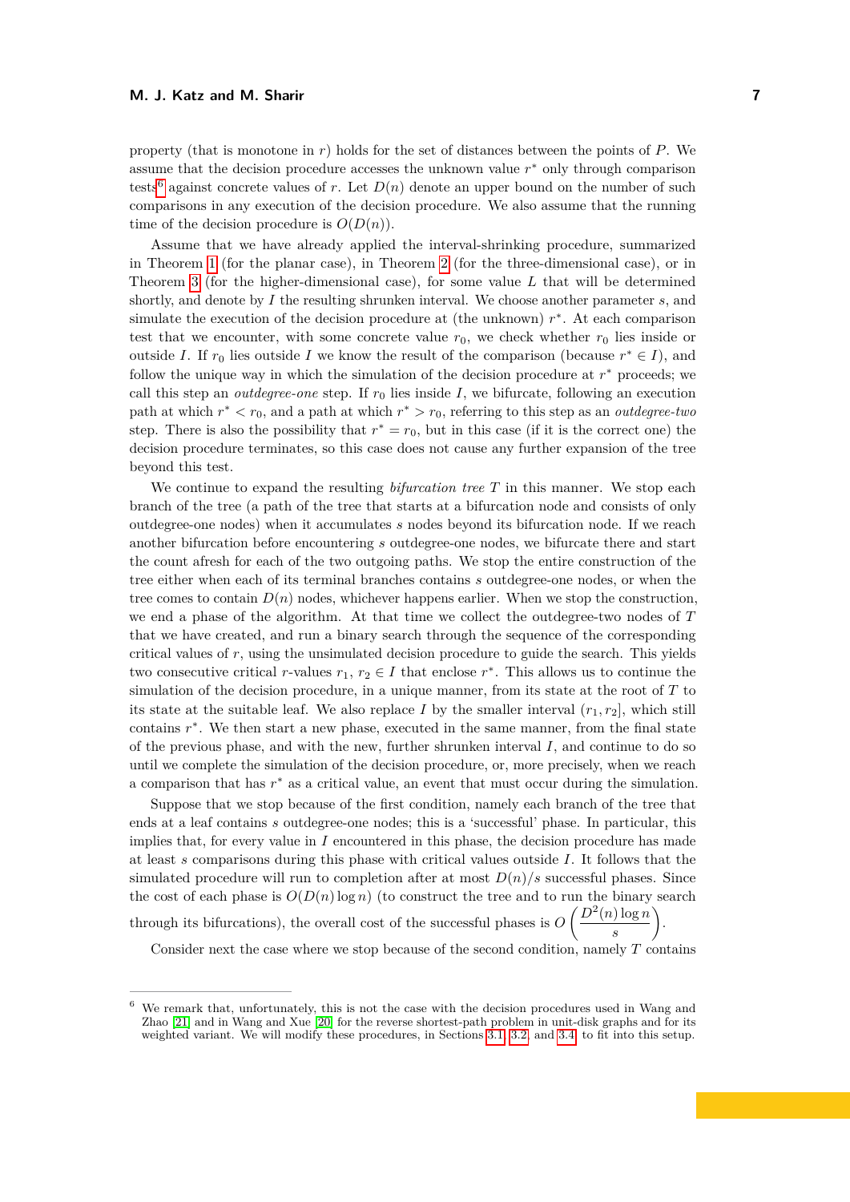property (that is monotone in $r$) holds for the set of distances between the points of $P$. We assume that the decision procedure accesses the unknown value $r^*$ only through comparison tests[6] against concrete values of $r$. Let $D(n)$ denote an upper bound on the number of such comparisons in any execution of the decision procedure. We also assume that the running time of the decision procedure is $O(D(n))$.

Assume that we have already applied the interval-shrinking procedure, summarized in Theorem 1 (for the planar case), in Theorem 2 (for the three-dimensional case), or in Theorem 3 (for the higher-dimensional case), for some value $L$ that will be determined shortly, and denote by $I$ the resulting shrunken interval. We choose another parameter $s$, and simulate the execution of the decision procedure at (the unknown) $r^*$. At each comparison test that we encounter, with some concrete value $r_0$, we check whether $r_0$ lies inside or outside $I$. If $r_0$ lies outside $I$ we know the result of the comparison (because $r^* \in I$), and follow the unique way in which the simulation of the decision procedure at $r^*$ proceeds; we call this step an *outdegree-one* step. If $r_0$ lies inside $I$, we bifurcate, following an execution path at which $r^* < r_0$, and a path at which $r^* > r_0$, referring to this step as an *outdegree-two* step. There is also the possibility that $r^* = r_0$, but in this case (if it is the correct one) the decision procedure terminates, so this case does not cause any further expansion of the tree beyond this test.

We continue to expand the resulting *bifurcation tree* $T$ in this manner. We stop each branch of the tree (a path of the tree that starts at a bifurcation node and consists of only outdegree-one nodes) when it accumulates $s$ nodes beyond its bifurcation node. If we reach another bifurcation before encountering $s$ outdegree-one nodes, we bifurcate there and start the count afresh for each of the two outgoing paths. We stop the entire construction of the tree either when each of its terminal branches contains $s$ outdegree-one nodes, or when the tree comes to contain $D(n)$ nodes, whichever happens earlier. When we stop the construction, we end a phase of the algorithm. At that time we collect the outdegree-two nodes of $T$ that we have created, and run a binary search through the sequence of the corresponding critical values of $r$, using the unsimulated decision procedure to guide the search. This yields two consecutive critical $r$-values $r_1, r_2 \in I$ that enclose $r^*$. This allows us to continue the simulation of the decision procedure, in a unique manner, from its state at the root of $T$ to its state at the suitable leaf. We also replace $I$ by the smaller interval $(r_1, r_2]$, which still contains $r^*$. We then start a new phase, executed in the same manner, from the final state of the previous phase, and with the new, further shrunken interval $I$, and continue to do so until we complete the simulation of the decision procedure, or, more precisely, when we reach a comparison that has $r^*$ as a critical value, an event that must occur during the simulation.

Suppose that we stop because of the first condition, namely each branch of the tree that ends at a leaf contains $s$ outdegree-one nodes; this is a 'successful' phase. In particular, this implies that, for every value in $I$ encountered in this phase, the decision procedure has made at least $s$ comparisons during this phase with critical values outside $I$. It follows that the simulated procedure will run to completion after at most $D(n)/s$ successful phases. Since the cost of each phase is $O(D(n)\log n)$ (to construct the tree and to run the binary search through its bifurcations), the overall cost of the successful phases is $O\left(\frac{D^2(n)\log n}{s}\right)$.

Consider next the case where we stop because of the second condition, namely $T$ contains

---

[6] We remark that, unfortunately, this is not the case with the decision procedures used in Wang and Zhao [21] and in Wang and Xue [20] for the reverse shortest-path problem in unit-disk graphs and for its weighted variant. We will modify these procedures, in Sections 3.1, 3.2, and 3.4, to fit into this setup.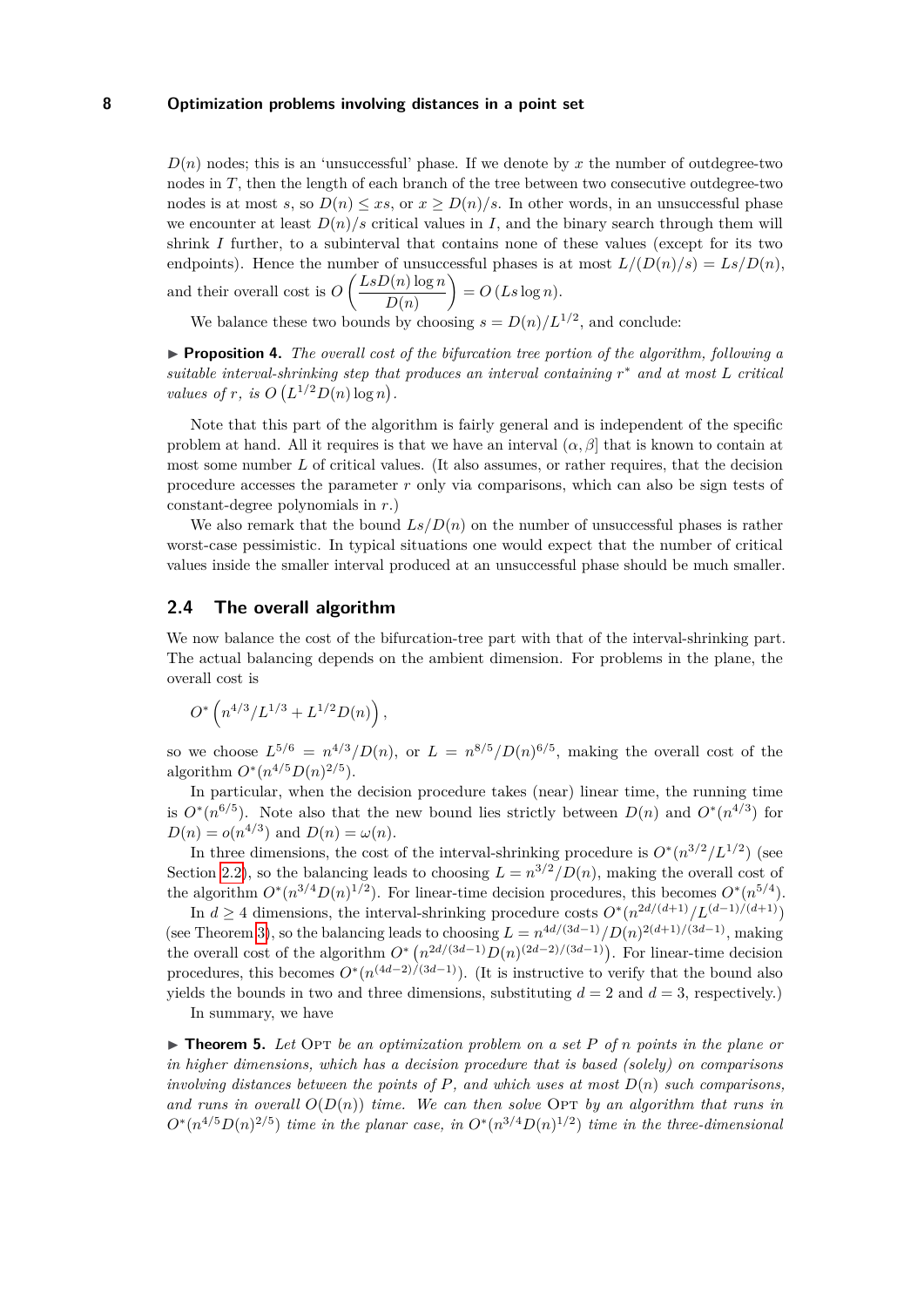$D(n)$ nodes; this is an 'unsuccessful' phase. If we denote by $x$ the number of outdegree-two nodes in $T$, then the length of each branch of the tree between two consecutive outdegree-two nodes is at most $s$, so $D(n) \le xs$, or $x \ge D(n)/s$. In other words, in an unsuccessful phase we encounter at least $D(n)/s$ critical values in $I$, and the binary search through them will shrink $I$ further, to a subinterval that contains none of these values (except for its two endpoints). Hence the number of unsuccessful phases is at most $L/(D(n)/s) = Ls/D(n)$, and their overall cost is $O\left(\frac{LsD(n)\log n}{D(n)}\right) = O(Ls \log n)$.

We balance these two bounds by choosing $s = D(n)/L^{1/2}$, and conclude:

▶ **Proposition 4.** *The overall cost of the bifurcation tree portion of the algorithm, following a suitable interval-shrinking step that produces an interval containing $r^*$ and at most $L$ critical values of $r$, is $O\left(L^{1/2}D(n)\log n\right)$.*

Note that this part of the algorithm is fairly general and is independent of the specific problem at hand. All it requires is that we have an interval $(\alpha, \beta]$ that is known to contain at most some number $L$ of critical values. (It also assumes, or rather requires, that the decision procedure accesses the parameter $r$ only via comparisons, which can also be sign tests of constant-degree polynomials in $r$.)

We also remark that the bound $Ls/D(n)$ on the number of unsuccessful phases is rather worst-case pessimistic. In typical situations one would expect that the number of critical values inside the smaller interval produced at an unsuccessful phase should be much smaller.

## 2.4 The overall algorithm

We now balance the cost of the bifurcation-tree part with that of the interval-shrinking part. The actual balancing depends on the ambient dimension. For problems in the plane, the overall cost is

$$O^*\left(n^{4/3}/L^{1/3} + L^{1/2}D(n)\right),$$

so we choose $L^{5/6} = n^{4/3}/D(n)$, or $L = n^{8/5}/D(n)^{6/5}$, making the overall cost of the algorithm $O^*(n^{4/5}D(n)^{2/5})$.

In particular, when the decision procedure takes (near) linear time, the running time is $O^*(n^{6/5})$. Note also that the new bound lies strictly between $D(n)$ and $O^*(n^{4/3})$ for $D(n) = o(n^{4/3})$ and $D(n) = \omega(n)$.

In three dimensions, the cost of the interval-shrinking procedure is $O^*(n^{3/2}/L^{1/2})$ (see Section 2.2), so the balancing leads to choosing $L = n^{3/2}/D(n)$, making the overall cost of the algorithm $O^*(n^{3/4}D(n)^{1/2})$. For linear-time decision procedures, this becomes $O^*(n^{5/4})$.

In $d \ge 4$ dimensions, the interval-shrinking procedure costs $O^*(n^{2d/(d+1)}/L^{(d-1)/(d+1)})$ (see Theorem 3), so the balancing leads to choosing $L = n^{4d/(3d-1)}/D(n)^{2(d+1)/(3d-1)}$, making the overall cost of the algorithm $O^*\left(n^{2d/(3d-1)}D(n)^{(2d-2)/(3d-1)}\right)$. For linear-time decision procedures, this becomes $O^*(n^{(4d-2)/(3d-1)})$. (It is instructive to verify that the bound also yields the bounds in two and three dimensions, substituting $d = 2$ and $d = 3$, respectively.)

In summary, we have

▶ **Theorem 5.** *Let* Opt *be an optimization problem on a set $P$ of $n$ points in the plane or in higher dimensions, which has a decision procedure that is based (solely) on comparisons involving distances between the points of $P$, and which uses at most $D(n)$ such comparisons, and runs in overall $O(D(n))$ time. We can then solve* Opt *by an algorithm that runs in $O^*(n^{4/5}D(n)^{2/5})$ time in the planar case, in $O^*(n^{3/4}D(n)^{1/2})$ time in the three-dimensional*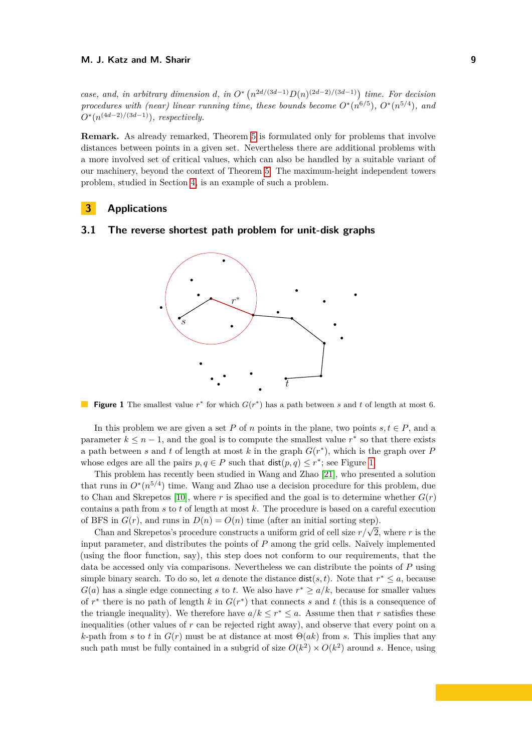*case, and, in arbitrary dimension d, in $O^*\left(n^{2d/(3d-1)}D(n)^{(2d-2)/(3d-1)}\right)$ time. For decision procedures with (near) linear running time, these bounds become $O^*(n^{6/5})$, $O^*(n^{5/4})$, and $O^*(n^{(4d-2)/(3d-1)})$, respectively.*

**Remark.** As already remarked, Theorem 5 is formulated only for problems that involve distances between points in a given set. Nevertheless there are additional problems with a more involved set of critical values, which can also be handled by a suitable variant of our machinery, beyond the context of Theorem 5. The maximum-height independent towers problem, studied in Section 4, is an example of such a problem.

## 3 Applications

### 3.1 The reverse shortest path problem for unit-disk graphs

**Figure 1** The smallest value $r^*$ for which $G(r^*)$ has a path between $s$ and $t$ of length at most 6.

In this problem we are given a set $P$ of $n$ points in the plane, two points $s, t \in P$, and a parameter $k \le n-1$, and the goal is to compute the smallest value $r^*$ so that there exists a path between $s$ and $t$ of length at most $k$ in the graph $G(r^*)$, which is the graph over $P$ whose edges are all the pairs $p, q \in P$ such that $\mathsf{dist}(p,q) \le r^*$; see Figure 1.

This problem has recently been studied in Wang and Zhao [21], who presented a solution that runs in $O^*(n^{5/4})$ time. Wang and Zhao use a decision procedure for this problem, due to Chan and Skrepetos [10], where $r$ is specified and the goal is to determine whether $G(r)$ contains a path from $s$ to $t$ of length at most $k$. The procedure is based on a careful execution of BFS in $G(r)$, and runs in $D(n) = O(n)$ time (after an initial sorting step).

Chan and Skrepetos's procedure constructs a uniform grid of cell size $r/\sqrt{2}$, where $r$ is the input parameter, and distributes the points of $P$ among the grid cells. Naïvely implemented (using the floor function, say), this step does not conform to our requirements, that the data be accessed only via comparisons. Nevertheless we can distribute the points of $P$ using simple binary search. To do so, let $a$ denote the distance $\mathsf{dist}(s,t)$. Note that $r^* \le a$, because $G(a)$ has a single edge connecting $s$ to $t$. We also have $r^* \ge a/k$, because for smaller values of $r^*$ there is no path of length $k$ in $G(r^*)$ that connects $s$ and $t$ (this is a consequence of the triangle inequality). We therefore have $a/k \le r^* \le a$. Assume then that $r$ satisfies these inequalities (other values of $r$ can be rejected right away), and observe that every point on a $k$-path from $s$ to $t$ in $G(r)$ must be at distance at most $\Theta(ak)$ from $s$. This implies that any such path must be fully contained in a subgrid of size $O(k^2) \times O(k^2)$ around $s$. Hence, using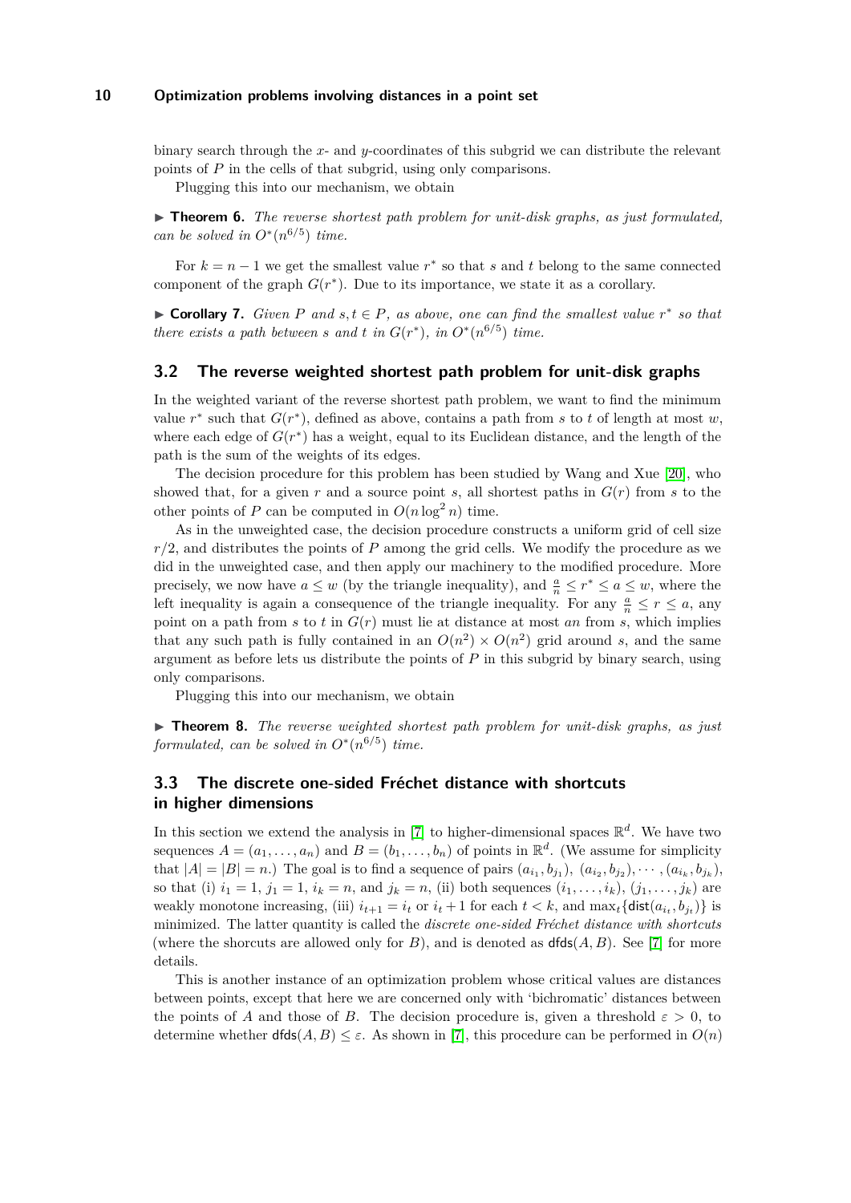binary search through the $x$- and $y$-coordinates of this subgrid we can distribute the relevant points of $P$ in the cells of that subgrid, using only comparisons.

Plugging this into our mechanism, we obtain

▶ **Theorem 6.** *The reverse shortest path problem for unit-disk graphs, as just formulated, can be solved in $O^*(n^{6/5})$ time.*

For $k = n - 1$ we get the smallest value $r^*$ so that $s$ and $t$ belong to the same connected component of the graph $G(r^*)$. Due to its importance, we state it as a corollary.

▶ **Corollary 7.** *Given $P$ and $s, t \in P$, as above, one can find the smallest value $r^*$ so that there exists a path between $s$ and $t$ in $G(r^*)$, in $O^*(n^{6/5})$ time.*

## 3.2 The reverse weighted shortest path problem for unit-disk graphs

In the weighted variant of the reverse shortest path problem, we want to find the minimum value $r^*$ such that $G(r^*)$, defined as above, contains a path from $s$ to $t$ of length at most $w$, where each edge of $G(r^*)$ has a weight, equal to its Euclidean distance, and the length of the path is the sum of the weights of its edges.

The decision procedure for this problem has been studied by Wang and Xue [20], who showed that, for a given $r$ and a source point $s$, all shortest paths in $G(r)$ from $s$ to the other points of $P$ can be computed in $O(n \log^2 n)$ time.

As in the unweighted case, the decision procedure constructs a uniform grid of cell size $r/2$, and distributes the points of $P$ among the grid cells. We modify the procedure as we did in the unweighted case, and then apply our machinery to the modified procedure. More precisely, we now have $a \leq w$ (by the triangle inequality), and $\frac{a}{n} \leq r^* \leq a \leq w$, where the left inequality is again a consequence of the triangle inequality. For any $\frac{a}{n} \leq r \leq a$, any point on a path from $s$ to $t$ in $G(r)$ must lie at distance at most $an$ from $s$, which implies that any such path is fully contained in an $O(n^2) \times O(n^2)$ grid around $s$, and the same argument as before lets us distribute the points of $P$ in this subgrid by binary search, using only comparisons.

Plugging this into our mechanism, we obtain

▶ **Theorem 8.** *The reverse weighted shortest path problem for unit-disk graphs, as just formulated, can be solved in $O^*(n^{6/5})$ time.*

## 3.3 The discrete one-sided Fréchet distance with shortcuts in higher dimensions

In this section we extend the analysis in [7] to higher-dimensional spaces $\mathbb{R}^d$. We have two sequences $A = (a_1, \ldots, a_n)$ and $B = (b_1, \ldots, b_n)$ of points in $\mathbb{R}^d$. (We assume for simplicity that $|A| = |B| = n$.) The goal is to find a sequence of pairs $(a_{i_1}, b_{j_1})$, $(a_{i_2}, b_{j_2}), \cdots, (a_{i_k}, b_{j_k})$, so that (i) $i_1 = 1$, $j_1 = 1$, $i_k = n$, and $j_k = n$, (ii) both sequences $(i_1, \ldots, i_k)$, $(j_1, \ldots, j_k)$ are weakly monotone increasing, (iii) $i_{t+1} = i_t$ or $i_t + 1$ for each $t < k$, and $\max_t \{\mathsf{dist}(a_{i_t}, b_{j_t})\}$ is minimized. The latter quantity is called the *discrete one-sided Fréchet distance with shortcuts* (where the shorcuts are allowed only for $B$), and is denoted as $\mathsf{dfds}(A, B)$. See [7] for more details.

This is another instance of an optimization problem whose critical values are distances between points, except that here we are concerned only with 'bichromatic' distances between the points of $A$ and those of $B$. The decision procedure is, given a threshold $\varepsilon > 0$, to determine whether $\mathsf{dfds}(A, B) \leq \varepsilon$. As shown in [7], this procedure can be performed in $O(n)$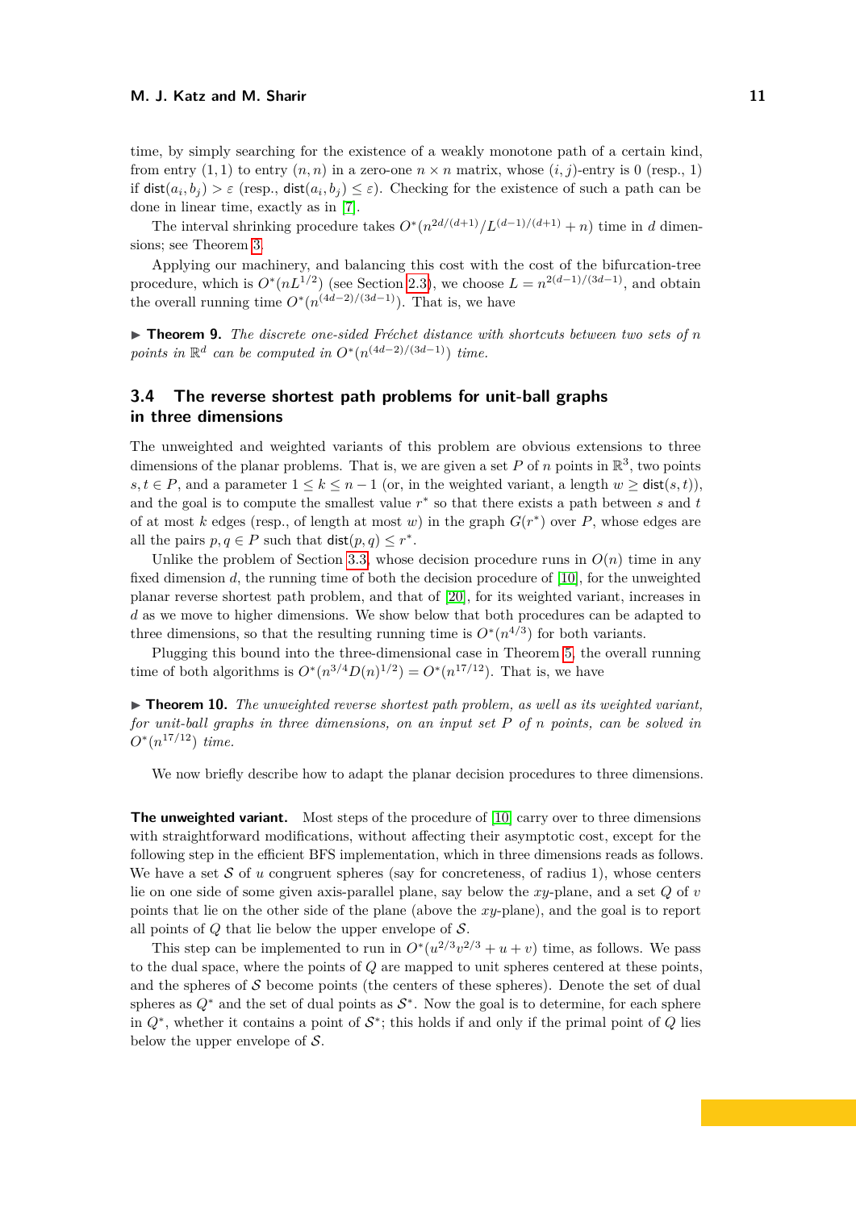time, by simply searching for the existence of a weakly monotone path of a certain kind, from entry $(1,1)$ to entry $(n,n)$ in a zero-one $n \times n$ matrix, whose $(i,j)$-entry is 0 (resp., 1) if $\mathsf{dist}(a_i,b_j) > \varepsilon$ (resp., $\mathsf{dist}(a_i,b_j) \le \varepsilon$). Checking for the existence of such a path can be done in linear time, exactly as in [7].

The interval shrinking procedure takes $O^*(n^{2d/(d+1)}/L^{(d-1)/(d+1)} + n)$ time in $d$ dimensions; see Theorem 3.

Applying our machinery, and balancing this cost with the cost of the bifurcation-tree procedure, which is $O^*(nL^{1/2})$ (see Section 2.3), we choose $L = n^{2(d-1)/(3d-1)}$, and obtain the overall running time $O^*(n^{(4d-2)/(3d-1)})$. That is, we have

▶ **Theorem 9.** *The discrete one-sided Fréchet distance with shortcuts between two sets of $n$ points in $\mathbb{R}^d$ can be computed in $O^*(n^{(4d-2)/(3d-1)})$ time.*

## 3.4 The reverse shortest path problems for unit-ball graphs in three dimensions

The unweighted and weighted variants of this problem are obvious extensions to three dimensions of the planar problems. That is, we are given a set $P$ of $n$ points in $\mathbb{R}^3$, two points $s,t \in P$, and a parameter $1 \le k \le n-1$ (or, in the weighted variant, a length $w \ge \mathsf{dist}(s,t)$), and the goal is to compute the smallest value $r^*$ so that there exists a path between $s$ and $t$ of at most $k$ edges (resp., of length at most $w$) in the graph $G(r^*)$ over $P$, whose edges are all the pairs $p,q \in P$ such that $\mathsf{dist}(p,q) \le r^*$.

Unlike the problem of Section 3.3, whose decision procedure runs in $O(n)$ time in any fixed dimension $d$, the running time of both the decision procedure of [10], for the unweighted planar reverse shortest path problem, and that of [20], for its weighted variant, increases in $d$ as we move to higher dimensions. We show below that both procedures can be adapted to three dimensions, so that the resulting running time is $O^*(n^{4/3})$ for both variants.

Plugging this bound into the three-dimensional case in Theorem 5, the overall running time of both algorithms is $O^*(n^{3/4}D(n)^{1/2}) = O^*(n^{17/12})$. That is, we have

▶ **Theorem 10.** *The unweighted reverse shortest path problem, as well as its weighted variant, for unit-ball graphs in three dimensions, on an input set $P$ of $n$ points, can be solved in $O^*(n^{17/12})$ time.*

We now briefly describe how to adapt the planar decision procedures to three dimensions.

**The unweighted variant.** Most steps of the procedure of [10] carry over to three dimensions with straightforward modifications, without affecting their asymptotic cost, except for the following step in the efficient BFS implementation, which in three dimensions reads as follows. We have a set $\mathcal{S}$ of $u$ congruent spheres (say for concreteness, of radius 1), whose centers lie on one side of some given axis-parallel plane, say below the $xy$-plane, and a set $Q$ of $v$ points that lie on the other side of the plane (above the $xy$-plane), and the goal is to report all points of $Q$ that lie below the upper envelope of $\mathcal{S}$.

This step can be implemented to run in $O^*(u^{2/3}v^{2/3} + u + v)$ time, as follows. We pass to the dual space, where the points of $Q$ are mapped to unit spheres centered at these points, and the spheres of $\mathcal{S}$ become points (the centers of these spheres). Denote the set of dual spheres as $Q^*$ and the set of dual points as $\mathcal{S}^*$. Now the goal is to determine, for each sphere in $Q^*$, whether it contains a point of $\mathcal{S}^*$; this holds if and only if the primal point of $Q$ lies below the upper envelope of $\mathcal{S}$.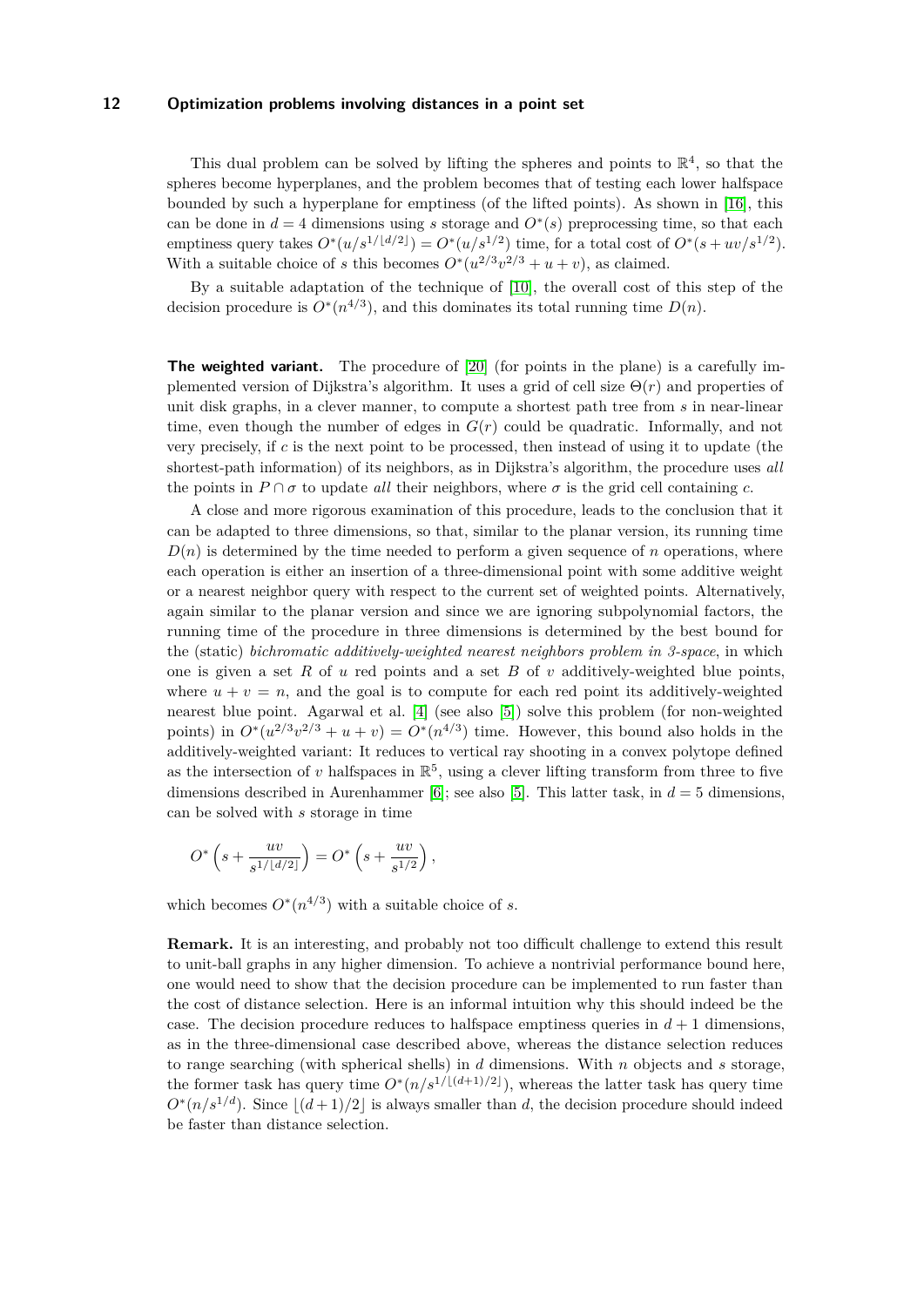This dual problem can be solved by lifting the spheres and points to $\mathbb{R}^4$, so that the spheres become hyperplanes, and the problem becomes that of testing each lower halfspace bounded by such a hyperplane for emptiness (of the lifted points). As shown in [16], this can be done in $d = 4$ dimensions using $s$ storage and $O^*(s)$ preprocessing time, so that each emptiness query takes $O^*(u/s^{1/\lfloor d/2 \rfloor}) = O^*(u/s^{1/2})$ time, for a total cost of $O^*(s + uv/s^{1/2})$. With a suitable choice of $s$ this becomes $O^*(u^{2/3}v^{2/3} + u + v)$, as claimed.

By a suitable adaptation of the technique of [10], the overall cost of this step of the decision procedure is $O^*(n^{4/3})$, and this dominates its total running time $D(n)$.

**The weighted variant.** The procedure of [20] (for points in the plane) is a carefully implemented version of Dijkstra's algorithm. It uses a grid of cell size $\Theta(r)$ and properties of unit disk graphs, in a clever manner, to compute a shortest path tree from $s$ in near-linear time, even though the number of edges in $G(r)$ could be quadratic. Informally, and not very precisely, if $c$ is the next point to be processed, then instead of using it to update (the shortest-path information) of its neighbors, as in Dijkstra's algorithm, the procedure uses *all* the points in $P \cap \sigma$ to update *all* their neighbors, where $\sigma$ is the grid cell containing $c$.

A close and more rigorous examination of this procedure, leads to the conclusion that it can be adapted to three dimensions, so that, similar to the planar version, its running time $D(n)$ is determined by the time needed to perform a given sequence of $n$ operations, where each operation is either an insertion of a three-dimensional point with some additive weight or a nearest neighbor query with respect to the current set of weighted points. Alternatively, again similar to the planar version and since we are ignoring subpolynomial factors, the running time of the procedure in three dimensions is determined by the best bound for the (static) *bichromatic additively-weighted nearest neighbors problem in 3-space*, in which one is given a set $R$ of $u$ red points and a set $B$ of $v$ additively-weighted blue points, where $u + v = n$, and the goal is to compute for each red point its additively-weighted nearest blue point. Agarwal et al. [4] (see also [5]) solve this problem (for non-weighted points) in $O^*(u^{2/3}v^{2/3} + u + v) = O^*(n^{4/3})$ time. However, this bound also holds in the additively-weighted variant: It reduces to vertical ray shooting in a convex polytope defined as the intersection of $v$ halfspaces in $\mathbb{R}^5$, using a clever lifting transform from three to five dimensions described in Aurenhammer [6]; see also [5]. This latter task, in $d = 5$ dimensions, can be solved with $s$ storage in time

$$O^*\left(s + \frac{uv}{s^{1/\lfloor d/2 \rfloor}}\right) = O^*\left(s + \frac{uv}{s^{1/2}}\right),$$

which becomes $O^*(n^{4/3})$ with a suitable choice of $s$.

**Remark.** It is an interesting, and probably not too difficult challenge to extend this result to unit-ball graphs in any higher dimension. To achieve a nontrivial performance bound here, one would need to show that the decision procedure can be implemented to run faster than the cost of distance selection. Here is an informal intuition why this should indeed be the case. The decision procedure reduces to halfspace emptiness queries in $d + 1$ dimensions, as in the three-dimensional case described above, whereas the distance selection reduces to range searching (with spherical shells) in $d$ dimensions. With $n$ objects and $s$ storage, the former task has query time $O^*(n/s^{1/\lfloor (d+1)/2 \rfloor})$, whereas the latter task has query time $O^*(n/s^{1/d})$. Since $\lfloor (d+1)/2 \rfloor$ is always smaller than $d$, the decision procedure should indeed be faster than distance selection.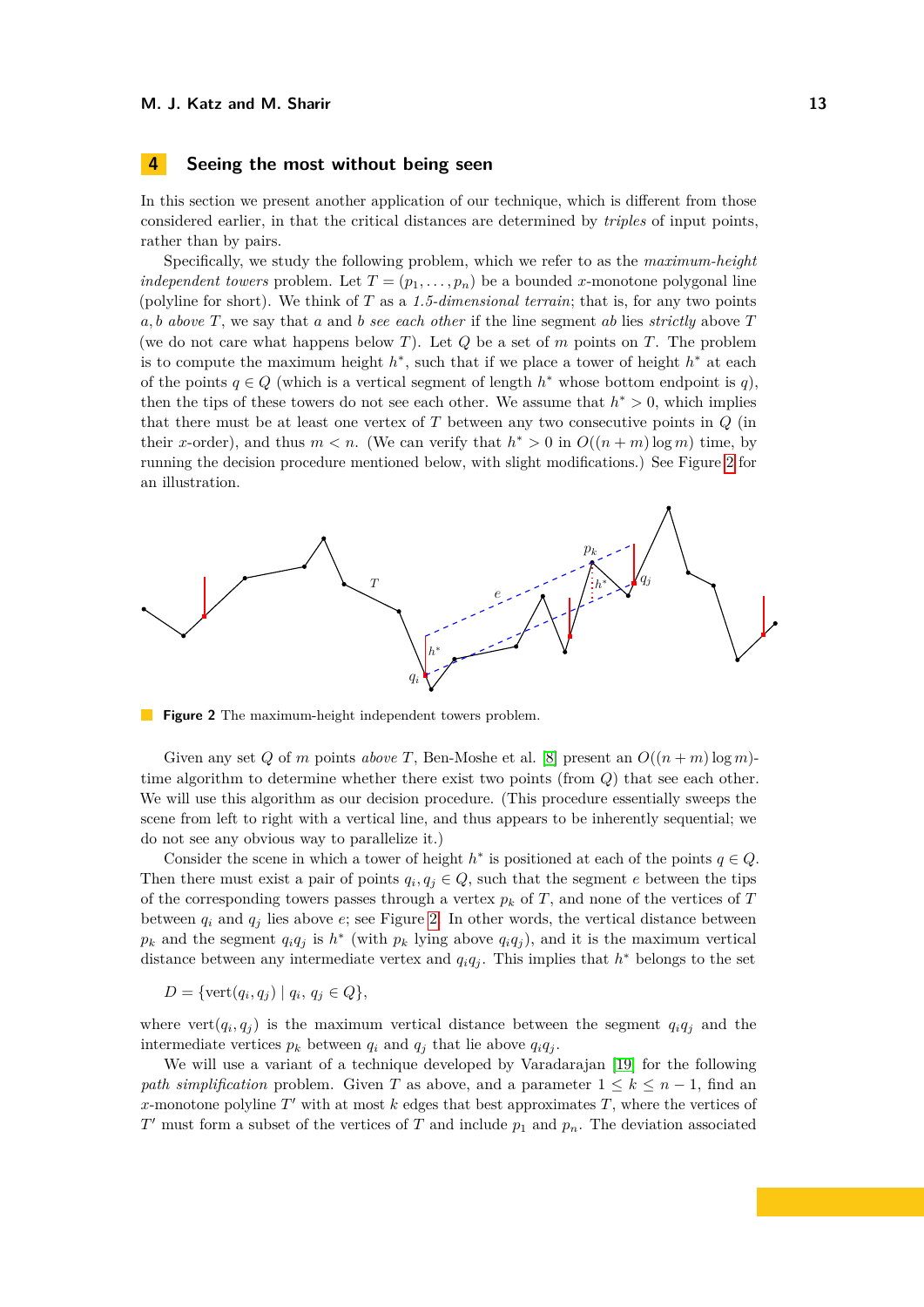## 4 Seeing the most without being seen

In this section we present another application of our technique, which is different from those considered earlier, in that the critical distances are determined by *triples* of input points, rather than by pairs.

Specifically, we study the following problem, which we refer to as the *maximum-height independent towers* problem. Let $T = (p_1, \ldots, p_n)$ be a bounded $x$-monotone polygonal line (polyline for short). We think of $T$ as a *1.5-dimensional terrain*; that is, for any two points $a, b$ *above* $T$, we say that $a$ and $b$ *see each other* if the line segment $ab$ lies *strictly* above $T$ (we do not care what happens below $T$). Let $Q$ be a set of $m$ points on $T$. The problem is to compute the maximum height $h^*$, such that if we place a tower of height $h^*$ at each of the points $q \in Q$ (which is a vertical segment of length $h^*$ whose bottom endpoint is $q$), then the tips of these towers do not see each other. We assume that $h^* > 0$, which implies that there must be at least one vertex of $T$ between any two consecutive points in $Q$ (in their $x$-order), and thus $m < n$. (We can verify that $h^* > 0$ in $O((n+m)\log m)$ time, by running the decision procedure mentioned below, with slight modifications.) See Figure 2 for an illustration.

**Figure 2** The maximum-height independent towers problem.

Given any set $Q$ of $m$ points *above* $T$, Ben-Moshe et al. [8] present an $O((n+m)\log m)$-time algorithm to determine whether there exist two points (from $Q$) that see each other. We will use this algorithm as our decision procedure. (This procedure essentially sweeps the scene from left to right with a vertical line, and thus appears to be inherently sequential; we do not see any obvious way to parallelize it.)

Consider the scene in which a tower of height $h^*$ is positioned at each of the points $q \in Q$. Then there must exist a pair of points $q_i, q_j \in Q$, such that the segment $e$ between the tips of the corresponding towers passes through a vertex $p_k$ of $T$, and none of the vertices of $T$ between $q_i$ and $q_j$ lies above $e$; see Figure 2. In other words, the vertical distance between $p_k$ and the segment $q_iq_j$ is $h^*$ (with $p_k$ lying above $q_iq_j$), and it is the maximum vertical distance between any intermediate vertex and $q_iq_j$. This implies that $h^*$ belongs to the set

$$D = \{\mathrm{vert}(q_i, q_j) \mid q_i, q_j \in Q\},$$

where $\mathrm{vert}(q_i, q_j)$ is the maximum vertical distance between the segment $q_iq_j$ and the intermediate vertices $p_k$ between $q_i$ and $q_j$ that lie above $q_iq_j$.

We will use a variant of a technique developed by Varadarajan [19] for the following *path simplification* problem. Given $T$ as above, and a parameter $1 \le k \le n-1$, find an $x$-monotone polyline $T'$ with at most $k$ edges that best approximates $T$, where the vertices of $T'$ must form a subset of the vertices of $T$ and include $p_1$ and $p_n$. The deviation associated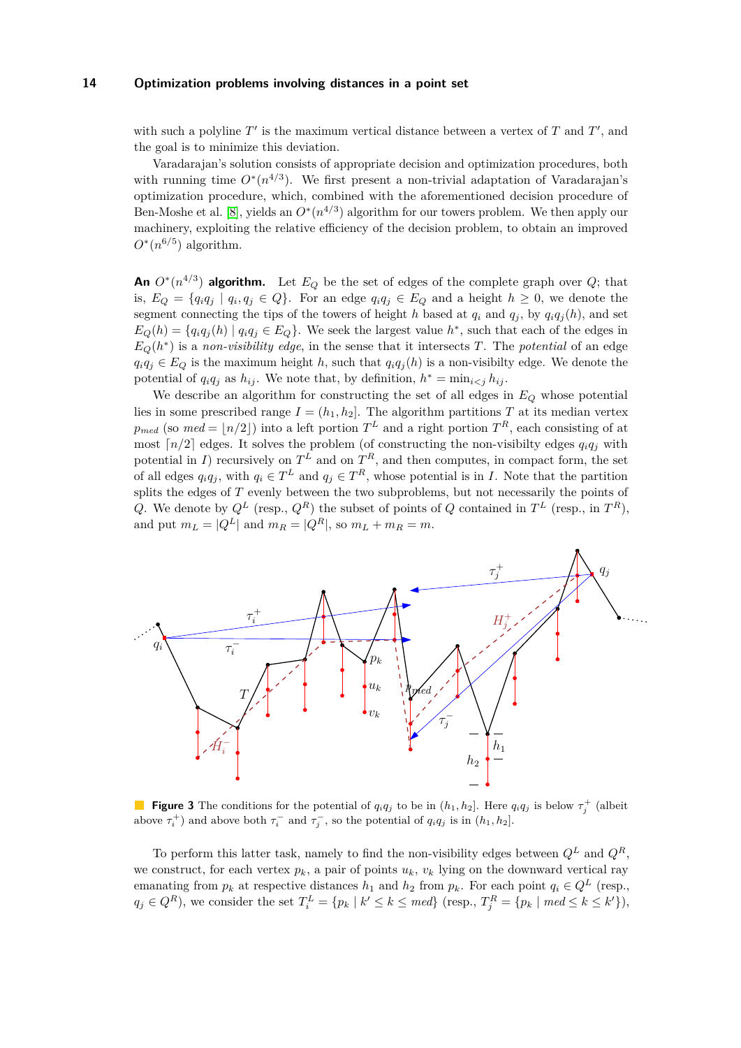with such a polyline $T'$ is the maximum vertical distance between a vertex of $T$ and $T'$, and the goal is to minimize this deviation.

Varadarajan's solution consists of appropriate decision and optimization procedures, both with running time $O^*(n^{4/3})$. We first present a non-trivial adaptation of Varadarajan's optimization procedure, which, combined with the aforementioned decision procedure of Ben-Moshe et al. [8], yields an $O^*(n^{4/3})$ algorithm for our towers problem. We then apply our machinery, exploiting the relative efficiency of the decision problem, to obtain an improved $O^*(n^{6/5})$ algorithm.

**An $O^*(n^{4/3})$ algorithm.** Let $E_Q$ be the set of edges of the complete graph over $Q$; that is, $E_Q = \{q_iq_j \mid q_i, q_j \in Q\}$. For an edge $q_iq_j \in E_Q$ and a height $h \geq 0$, we denote the segment connecting the tips of the towers of height $h$ based at $q_i$ and $q_j$, by $q_iq_j(h)$, and set $E_Q(h) = \{q_iq_j(h) \mid q_iq_j \in E_Q\}$. We seek the largest value $h^*$, such that each of the edges in $E_Q(h^*)$ is a *non-visibility edge*, in the sense that it intersects $T$. The *potential* of an edge $q_iq_j \in E_Q$ is the maximum height $h$, such that $q_iq_j(h)$ is a non-visibilty edge. We denote the potential of $q_iq_j$ as $h_{ij}$. We note that, by definition, $h^* = \min_{i<j} h_{ij}$.

We describe an algorithm for constructing the set of all edges in $E_Q$ whose potential lies in some prescribed range $I = (h_1, h_2]$. The algorithm partitions $T$ at its median vertex $p_{med}$ (so $med = \lfloor n/2 \rfloor$) into a left portion $T^L$ and a right portion $T^R$, each consisting of at most $\lceil n/2 \rceil$ edges. It solves the problem (of constructing the non-visibilty edges $q_iq_j$ with potential in $I$) recursively on $T^L$ and on $T^R$, and then computes, in compact form, the set of all edges $q_iq_j$, with $q_i \in T^L$ and $q_j \in T^R$, whose potential is in $I$. Note that the partition splits the edges of $T$ evenly between the two subproblems, but not necessarily the points of $Q$. We denote by $Q^L$ (resp., $Q^R$) the subset of points of $Q$ contained in $T^L$ (resp., in $T^R$), and put $m_L = |Q^L|$ and $m_R = |Q^R|$, so $m_L + m_R = m$.

**Figure 3** The conditions for the potential of $q_iq_j$ to be in $(h_1, h_2]$. Here $q_iq_j$ is below $\tau_j^+$ (albeit above $\tau_i^+$) and above both $\tau_i^-$ and $\tau_j^-$, so the potential of $q_iq_j$ is in $(h_1, h_2]$.

To perform this latter task, namely to find the non-visibility edges between $Q^L$ and $Q^R$, we construct, for each vertex $p_k$, a pair of points $u_k$, $v_k$ lying on the downward vertical ray emanating from $p_k$ at respective distances $h_1$ and $h_2$ from $p_k$. For each point $q_i \in Q^L$ (resp., $q_j \in Q^R$), we consider the set $T_i^L = \{p_k \mid k' \leq k \leq med\}$ (resp., $T_j^R = \{p_k \mid med \leq k \leq k'\}$),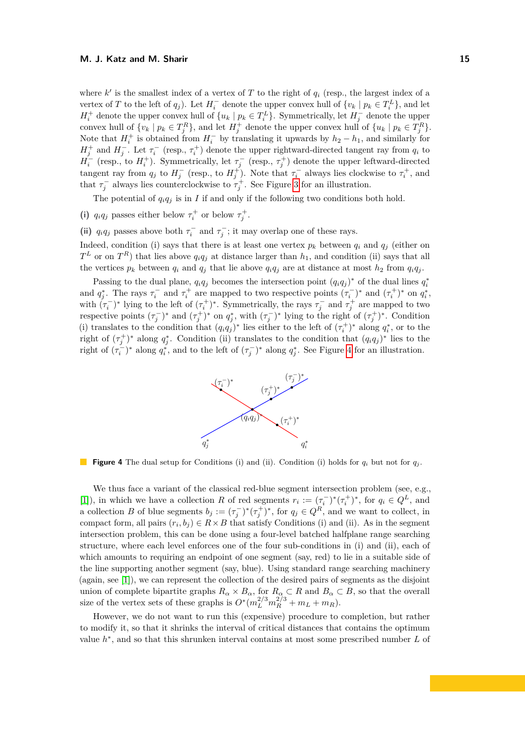where $k'$ is the smallest index of a vertex of $T$ to the right of $q_i$ (resp., the largest index of a vertex of $T$ to the left of $q_j$). Let $H_i^-$ denote the upper convex hull of $\{v_k \mid p_k \in T_i^L\}$, and let $H_i^+$ denote the upper convex hull of $\{u_k \mid p_k \in T_i^L\}$. Symmetrically, let $H_j^-$ denote the upper convex hull of $\{v_k \mid p_k \in T_j^R\}$, and let $H_j^+$ denote the upper convex hull of $\{u_k \mid p_k \in T_j^R\}$. Note that $H_i^+$ is obtained from $H_i^-$ by translating it upwards by $h_2 - h_1$, and similarly for $H_j^+$ and $H_j^-$. Let $\tau_i^-$ (resp., $\tau_i^+$) denote the upper rightward-directed tangent ray from $q_i$ to $H_i^-$ (resp., to $H_i^+$). Symmetrically, let $\tau_j^-$ (resp., $\tau_j^+$) denote the upper leftward-directed tangent ray from $q_j$ to $H_j^-$ (resp., to $H_j^+$). Note that $\tau_i^-$ always lies clockwise to $\tau_i^+$, and that $\tau_j^-$ always lies counterclockwise to $\tau_j^+$. See Figure 3 for an illustration.

The potential of $q_iq_j$ is in $I$ if and only if the following two conditions both hold.

**(i)** $q_iq_j$ passes either below $\tau_i^+$ or below $\tau_j^+$.

**(ii)** $q_iq_j$ passes above both $\tau_i^-$ and $\tau_j^-$; it may overlap one of these rays.

Indeed, condition (i) says that there is at least one vertex $p_k$ between $q_i$ and $q_j$ (either on $T^L$ or on $T^R$) that lies above $q_iq_j$ at distance larger than $h_1$, and condition (ii) says that all the vertices $p_k$ between $q_i$ and $q_j$ that lie above $q_iq_j$ are at distance at most $h_2$ from $q_iq_j$.

Passing to the dual plane, $q_iq_j$ becomes the intersection point $(q_iq_j)^*$ of the dual lines $q_i^*$ and $q_j^*$. The rays $\tau_i^-$ and $\tau_i^+$ are mapped to two respective points $(\tau_i^-)^*$ and $(\tau_i^+)^*$ on $q_i^*$, with $(\tau_i^-)^*$ lying to the left of $(\tau_i^+)^*$. Symmetrically, the rays $\tau_j^-$ and $\tau_j^+$ are mapped to two respective points $(\tau_j^-)^*$ and $(\tau_j^+)^*$ on $q_j^*$, with $(\tau_j^-)^*$ lying to the right of $(\tau_j^+)^*$. Condition (i) translates to the condition that $(q_iq_j)^*$ lies either to the left of $(\tau_i^+)^*$ along $q_i^*$, or to the right of $(\tau_j^+)^*$ along $q_j^*$. Condition (ii) translates to the condition that $(q_iq_j)^*$ lies to the right of $(\tau_i^-)^*$ along $q_i^*$, and to the left of $(\tau_j^-)^*$ along $q_j^*$. See Figure 4 for an illustration.

**Figure 4** The dual setup for Conditions (i) and (ii). Condition (i) holds for $q_i$ but not for $q_j$.

We thus face a variant of the classical red-blue segment intersection problem (see, e.g., [1]), in which we have a collection $R$ of red segments $r_i := (\tau_i^-)^*(\tau_i^+)^*$, for $q_i \in Q^L$, and a collection $B$ of blue segments $b_j := (\tau_j^-)^*(\tau_j^+)^*$, for $q_j \in Q^R$, and we want to collect, in compact form, all pairs $(r_i, b_j) \in R \times B$ that satisfy Conditions (i) and (ii). As in the segment intersection problem, this can be done using a four-level batched halfplane range searching structure, where each level enforces one of the four sub-conditions in (i) and (ii), each of which amounts to requiring an endpoint of one segment (say, red) to lie in a suitable side of the line supporting another segment (say, blue). Using standard range searching machinery (again, see [1]), we can represent the collection of the desired pairs of segments as the disjoint union of complete bipartite graphs $R_\alpha \times B_\alpha$, for $R_\alpha \subset R$ and $B_\alpha \subset B$, so that the overall size of the vertex sets of these graphs is $O^*(m_L^{2/3}m_R^{2/3} + m_L + m_R)$.

However, we do not want to run this (expensive) procedure to completion, but rather to modify it, so that it shrinks the interval of critical distances that contains the optimum value $h^*$, and so that this shrunken interval contains at most some prescribed number $L$ of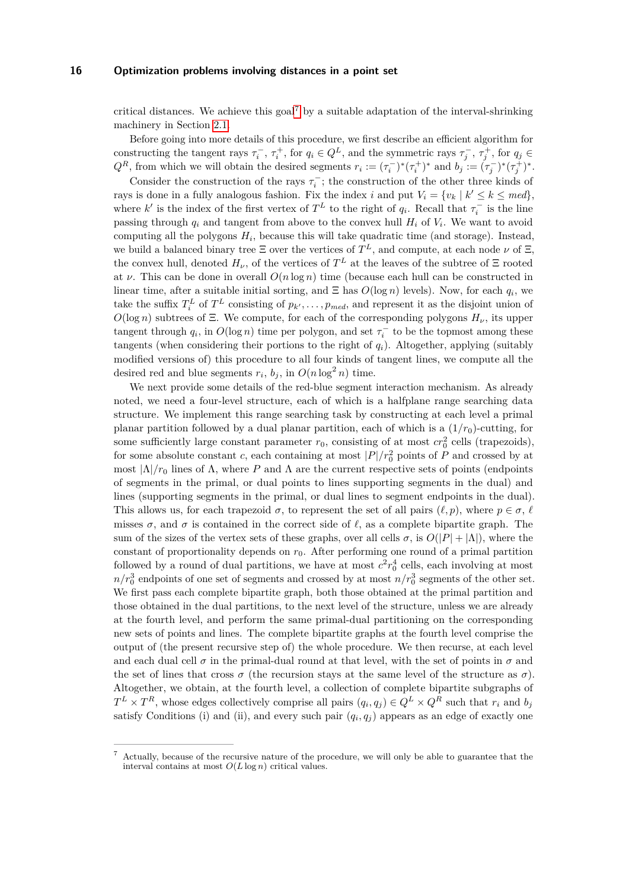critical distances. We achieve this goal[7] by a suitable adaptation of the interval-shrinking machinery in Section 2.1.

Before going into more details of this procedure, we first describe an efficient algorithm for constructing the tangent rays $\tau_i^-$, $\tau_i^+$, for $q_i \in Q^L$, and the symmetric rays $\tau_j^-$, $\tau_j^+$, for $q_j \in Q^R$, from which we will obtain the desired segments $r_i := (\tau_i^-)^*(\tau_i^+)^*$ and $b_j := (\tau_j^-)^*(\tau_j^+)^*$.

Consider the construction of the rays $\tau_i^-$; the construction of the other three kinds of rays is done in a fully analogous fashion. Fix the index $i$ and put $V_i = \{v_k \mid k' \le k \le med\}$, where $k'$ is the index of the first vertex of $T^L$ to the right of $q_i$. Recall that $\tau_i^-$ is the line passing through $q_i$ and tangent from above to the convex hull $H_i$ of $V_i$. We want to avoid computing all the polygons $H_i$, because this will take quadratic time (and storage). Instead, we build a balanced binary tree $\Xi$ over the vertices of $T^L$, and compute, at each node $\nu$ of $\Xi$, the convex hull, denoted $H_\nu$, of the vertices of $T^L$ at the leaves of the subtree of $\Xi$ rooted at $\nu$. This can be done in overall $O(n \log n)$ time (because each hull can be constructed in linear time, after a suitable initial sorting, and $\Xi$ has $O(\log n)$ levels). Now, for each $q_i$, we take the suffix $T_i^L$ of $T^L$ consisting of $p_{k'}, \ldots, p_{med}$, and represent it as the disjoint union of $O(\log n)$ subtrees of $\Xi$. We compute, for each of the corresponding polygons $H_\nu$, its upper tangent through $q_i$, in $O(\log n)$ time per polygon, and set $\tau_i^-$ to be the topmost among these tangents (when considering their portions to the right of $q_i$). Altogether, applying (suitably modified versions of) this procedure to all four kinds of tangent lines, we compute all the desired red and blue segments $r_i$, $b_j$, in $O(n \log^2 n)$ time.

We next provide some details of the red-blue segment interaction mechanism. As already noted, we need a four-level structure, each of which is a halfplane range searching data structure. We implement this range searching task by constructing at each level a primal planar partition followed by a dual planar partition, each of which is a $(1/r_0)$-cutting, for some sufficiently large constant parameter $r_0$, consisting of at most $cr_0^2$ cells (trapezoids), for some absolute constant $c$, each containing at most $|P|/r_0^2$ points of $P$ and crossed by at most $|\Lambda|/r_0$ lines of $\Lambda$, where $P$ and $\Lambda$ are the current respective sets of points (endpoints of segments in the primal, or dual points to lines supporting segments in the dual) and lines (supporting segments in the primal, or dual lines to segment endpoints in the dual). This allows us, for each trapezoid $\sigma$, to represent the set of all pairs $(\ell, p)$, where $p \in \sigma$, $\ell$ misses $\sigma$, and $\sigma$ is contained in the correct side of $\ell$, as a complete bipartite graph. The sum of the sizes of the vertex sets of these graphs, over all cells $\sigma$, is $O(|P| + |\Lambda|)$, where the constant of proportionality depends on $r_0$. After performing one round of a primal partition followed by a round of dual partitions, we have at most $c^2 r_0^4$ cells, each involving at most $n/r_0^3$ endpoints of one set of segments and crossed by at most $n/r_0^3$ segments of the other set. We first pass each complete bipartite graph, both those obtained at the primal partition and those obtained in the dual partitions, to the next level of the structure, unless we are already at the fourth level, and perform the same primal-dual partitioning on the corresponding new sets of points and lines. The complete bipartite graphs at the fourth level comprise the output of (the present recursive step of) the whole procedure. We then recurse, at each level and each dual cell $\sigma$ in the primal-dual round at that level, with the set of points in $\sigma$ and the set of lines that cross $\sigma$ (the recursion stays at the same level of the structure as $\sigma$). Altogether, we obtain, at the fourth level, a collection of complete bipartite subgraphs of $T^L \times T^R$, whose edges collectively comprise all pairs $(q_i, q_j) \in Q^L \times Q^R$ such that $r_i$ and $b_j$ satisfy Conditions (i) and (ii), and every such pair $(q_i, q_j)$ appears as an edge of exactly one

---

[7] Actually, because of the recursive nature of the procedure, we will only be able to guarantee that the interval contains at most $O(L \log n)$ critical values.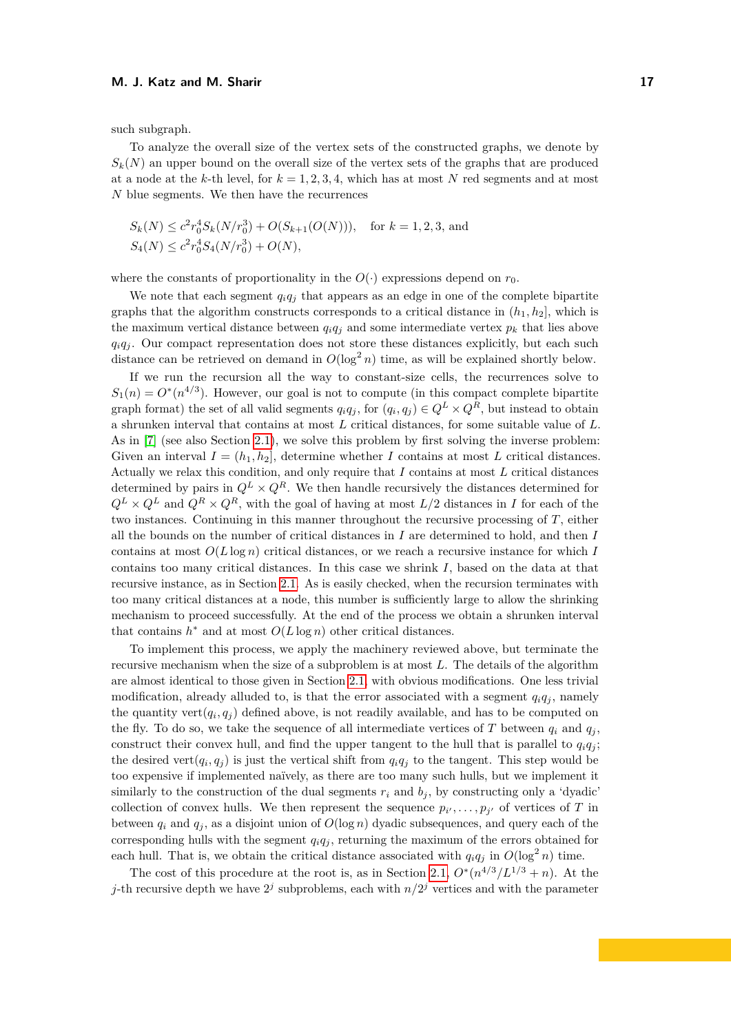such subgraph.

To analyze the overall size of the vertex sets of the constructed graphs, we denote by $S_k(N)$ an upper bound on the overall size of the vertex sets of the graphs that are produced at a node at the $k$-th level, for $k = 1, 2, 3, 4$, which has at most $N$ red segments and at most $N$ blue segments. We then have the recurrences

$$S_k(N) \le c^2 r_0^4 S_k(N/r_0^3) + O(S_{k+1}(O(N))), \quad \text{for } k = 1, 2, 3, \text{ and}$$
$$S_4(N) \le c^2 r_0^4 S_4(N/r_0^3) + O(N),$$

where the constants of proportionality in the $O(\cdot)$ expressions depend on $r_0$.

We note that each segment $q_iq_j$ that appears as an edge in one of the complete bipartite graphs that the algorithm constructs corresponds to a critical distance in $(h_1, h_2]$, which is the maximum vertical distance between $q_iq_j$ and some intermediate vertex $p_k$ that lies above $q_iq_j$. Our compact representation does not store these distances explicitly, but each such distance can be retrieved on demand in $O(\log^2 n)$ time, as will be explained shortly below.

If we run the recursion all the way to constant-size cells, the recurrences solve to $S_1(n) = O^*(n^{4/3})$. However, our goal is not to compute (in this compact complete bipartite graph format) the set of all valid segments $q_iq_j$, for $(q_i, q_j) \in Q^L \times Q^R$, but instead to obtain a shrunken interval that contains at most $L$ critical distances, for some suitable value of $L$. As in [7] (see also Section 2.1), we solve this problem by first solving the inverse problem: Given an interval $I = (h_1, h_2]$, determine whether $I$ contains at most $L$ critical distances. Actually we relax this condition, and only require that $I$ contains at most $L$ critical distances determined by pairs in $Q^L \times Q^R$. We then handle recursively the distances determined for $Q^L \times Q^L$ and $Q^R \times Q^R$, with the goal of having at most $L/2$ distances in $I$ for each of the two instances. Continuing in this manner throughout the recursive processing of $T$, either all the bounds on the number of critical distances in $I$ are determined to hold, and then $I$ contains at most $O(L \log n)$ critical distances, or we reach a recursive instance for which $I$ contains too many critical distances. In this case we shrink $I$, based on the data at that recursive instance, as in Section 2.1. As is easily checked, when the recursion terminates with too many critical distances at a node, this number is sufficiently large to allow the shrinking mechanism to proceed successfully. At the end of the process we obtain a shrunken interval that contains $h^*$ and at most $O(L \log n)$ other critical distances.

To implement this process, we apply the machinery reviewed above, but terminate the recursive mechanism when the size of a subproblem is at most $L$. The details of the algorithm are almost identical to those given in Section 2.1, with obvious modifications. One less trivial modification, already alluded to, is that the error associated with a segment $q_iq_j$, namely the quantity $\text{vert}(q_i, q_j)$ defined above, is not readily available, and has to be computed on the fly. To do so, we take the sequence of all intermediate vertices of $T$ between $q_i$ and $q_j$, construct their convex hull, and find the upper tangent to the hull that is parallel to $q_iq_j$; the desired $\text{vert}(q_i, q_j)$ is just the vertical shift from $q_iq_j$ to the tangent. This step would be too expensive if implemented naïvely, as there are too many such hulls, but we implement it similarly to the construction of the dual segments $r_i$ and $b_j$, by constructing only a 'dyadic' collection of convex hulls. We then represent the sequence $p_{i'}, \ldots, p_{j'}$ of vertices of $T$ in between $q_i$ and $q_j$, as a disjoint union of $O(\log n)$ dyadic subsequences, and query each of the corresponding hulls with the segment $q_iq_j$, returning the maximum of the errors obtained for each hull. That is, we obtain the critical distance associated with $q_iq_j$ in $O(\log^2 n)$ time.

The cost of this procedure at the root is, as in Section 2.1, $O^*(n^{4/3}/L^{1/3} + n)$. At the $j$-th recursive depth we have $2^j$ subproblems, each with $n/2^j$ vertices and with the parameter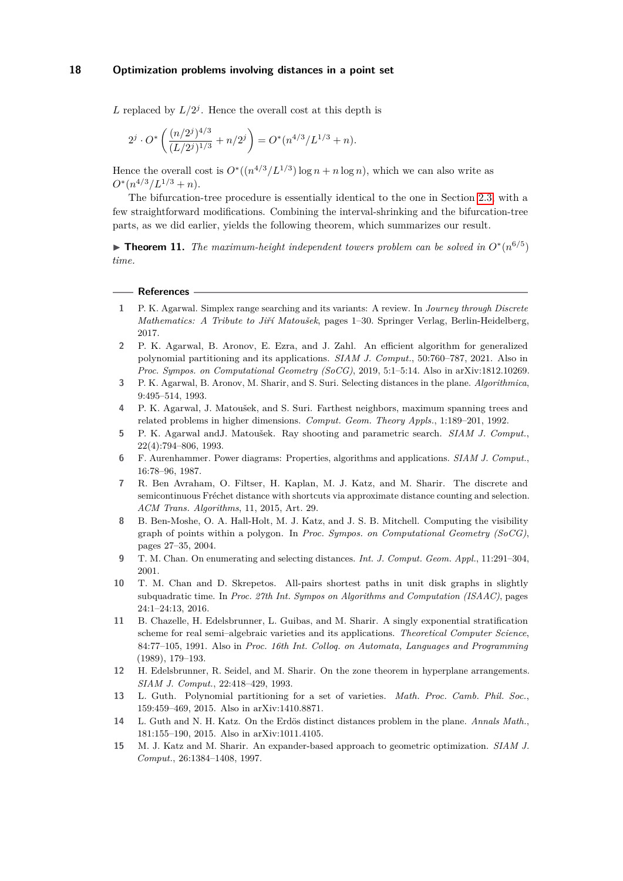$L$ replaced by $L/2^j$. Hence the overall cost at this depth is

$$2^j \cdot O^*\left(\frac{(n/2^j)^{4/3}}{(L/2^j)^{1/3}} + n/2^j\right) = O^*(n^{4/3}/L^{1/3} + n).$$

Hence the overall cost is $O^*((n^{4/3}/L^{1/3})\log n + n\log n)$, which we can also write as $O^*(n^{4/3}/L^{1/3} + n)$.

The bifurcation-tree procedure is essentially identical to the one in Section 2.3, with a few straightforward modifications. Combining the interval-shrinking and the bifurcation-tree parts, as we did earlier, yields the following theorem, which summarizes our result.

▶ **Theorem 11.** *The maximum-height independent towers problem can be solved in $O^*(n^{6/5})$ time.*

## References

1. P. K. Agarwal. Simplex range searching and its variants: A review. In *Journey through Discrete Mathematics: A Tribute to Jiří Matoušek*, pages 1–30. Springer Verlag, Berlin-Heidelberg, 2017.
2. P. K. Agarwal, B. Aronov, E. Ezra, and J. Zahl. An efficient algorithm for generalized polynomial partitioning and its applications. *SIAM J. Comput.*, 50:760–787, 2021. Also in *Proc. Sympos. on Computational Geometry (SoCG)*, 2019, 5:1–5:14. Also in arXiv:1812.10269.
3. P. K. Agarwal, B. Aronov, M. Sharir, and S. Suri. Selecting distances in the plane. *Algorithmica*, 9:495–514, 1993.
4. P. K. Agarwal, J. Matoušek, and S. Suri. Farthest neighbors, maximum spanning trees and related problems in higher dimensions. *Comput. Geom. Theory Appls.*, 1:189–201, 1992.
5. P. K. Agarwal andJ. Matoušek. Ray shooting and parametric search. *SIAM J. Comput.*, 22(4):794–806, 1993.
6. F. Aurenhammer. Power diagrams: Properties, algorithms and applications. *SIAM J. Comput.*, 16:78–96, 1987.
7. R. Ben Avraham, O. Filtser, H. Kaplan, M. J. Katz, and M. Sharir. The discrete and semicontinuous Fréchet distance with shortcuts via approximate distance counting and selection. *ACM Trans. Algorithms*, 11, 2015, Art. 29.
8. B. Ben-Moshe, O. A. Hall-Holt, M. J. Katz, and J. S. B. Mitchell. Computing the visibility graph of points within a polygon. In *Proc. Sympos. on Computational Geometry (SoCG)*, pages 27–35, 2004.
9. T. M. Chan. On enumerating and selecting distances. *Int. J. Comput. Geom. Appl.*, 11:291–304, 2001.
10. T. M. Chan and D. Skrepetos. All-pairs shortest paths in unit disk graphs in slightly subquadratic time. In *Proc. 27th Int. Sympos on Algorithms and Computation (ISAAC)*, pages 24:1–24:13, 2016.
11. B. Chazelle, H. Edelsbrunner, L. Guibas, and M. Sharir. A singly exponential stratification scheme for real semi–algebraic varieties and its applications. *Theoretical Computer Science*, 84:77–105, 1991. Also in *Proc. 16th Int. Colloq. on Automata, Languages and Programming* (1989), 179–193.
12. H. Edelsbrunner, R. Seidel, and M. Sharir. On the zone theorem in hyperplane arrangements. *SIAM J. Comput.*, 22:418–429, 1993.
13. L. Guth. Polynomial partitioning for a set of varieties. *Math. Proc. Camb. Phil. Soc.*, 159:459–469, 2015. Also in arXiv:1410.8871.
14. L. Guth and N. H. Katz. On the Erdös distinct distances problem in the plane. *Annals Math.*, 181:155–190, 2015. Also in arXiv:1011.4105.
15. M. J. Katz and M. Sharir. An expander-based approach to geometric optimization. *SIAM J. Comput.*, 26:1384–1408, 1997.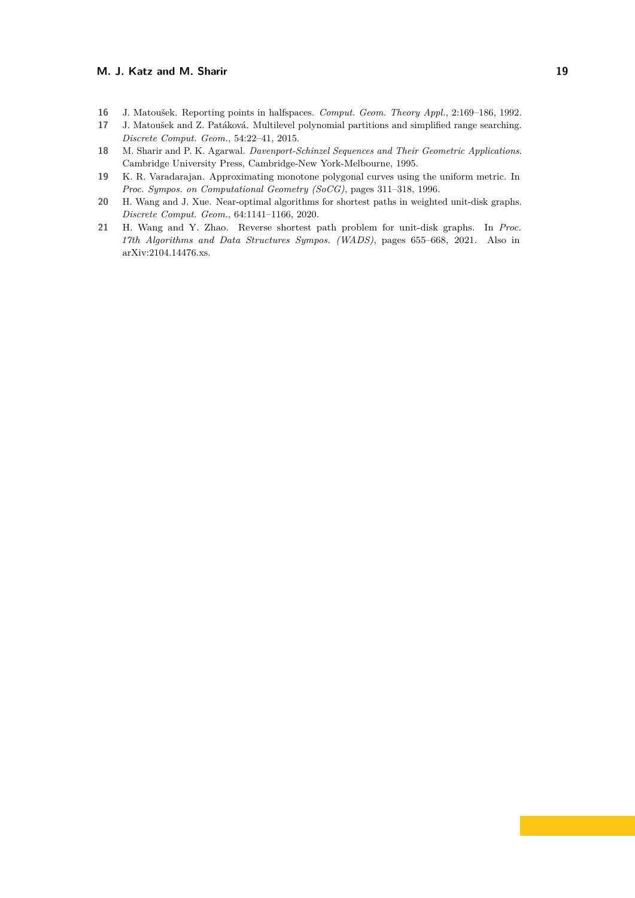16 J. Matoušek. Reporting points in halfspaces. *Comput. Geom. Theory Appl.*, 2:169–186, 1992.

17 J. Matoušek and Z. Patáková. Multilevel polynomial partitions and simplified range searching. *Discrete Comput. Geom.*, 54:22–41, 2015.

18 M. Sharir and P. K. Agarwal. *Davenport-Schinzel Sequences and Their Geometric Applications*. Cambridge University Press, Cambridge-New York-Melbourne, 1995.

19 K. R. Varadarajan. Approximating monotone polygonal curves using the uniform metric. In *Proc. Sympos. on Computational Geometry (SoCG)*, pages 311–318, 1996.

20 H. Wang and J. Xue. Near-optimal algorithms for shortest paths in weighted unit-disk graphs. *Discrete Comput. Geom.*, 64:1141–1166, 2020.

21 H. Wang and Y. Zhao. Reverse shortest path problem for unit-disk graphs. In *Proc. 17th Algorithms and Data Structures Sympos. (WADS)*, pages 655–668, 2021. Also in arXiv:2104.14476.xs.